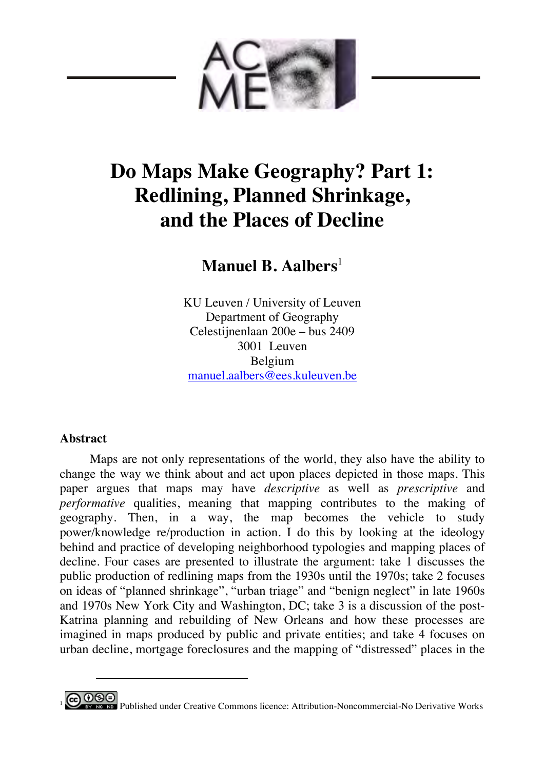# Do Maps Make Geography? Part 1: Redlining, Planned Shrinkage, and the Places of Decline

**Manuel B. Aalbers**[1]

KU Leuven / University of Leuven
Department of Geography
Celestijnenlaan 200e – bus 2409
3001 Leuven
Belgium
manuel.aalbers@ees.kuleuven.be

## Abstract

Maps are not only representations of the world, they also have the ability to change the way we think about and act upon places depicted in those maps. This paper argues that maps may have *descriptive* as well as *prescriptive* and *performative* qualities, meaning that mapping contributes to the making of geography. Then, in a way, the map becomes the vehicle to study power/knowledge re/production in action. I do this by looking at the ideology behind and practice of developing neighborhood typologies and mapping places of decline. Four cases are presented to illustrate the argument: take 1 discusses the public production of redlining maps from the 1930s until the 1970s; take 2 focuses on ideas of "planned shrinkage", "urban triage" and "benign neglect" in late 1960s and 1970s New York City and Washington, DC; take 3 is a discussion of the post-Katrina planning and rebuilding of New Orleans and how these processes are imagined in maps produced by public and private entities; and take 4 focuses on urban decline, mortgage foreclosures and the mapping of "distressed" places in the

[1] Published under Creative Commons licence: Attribution-Noncommercial-No Derivative Works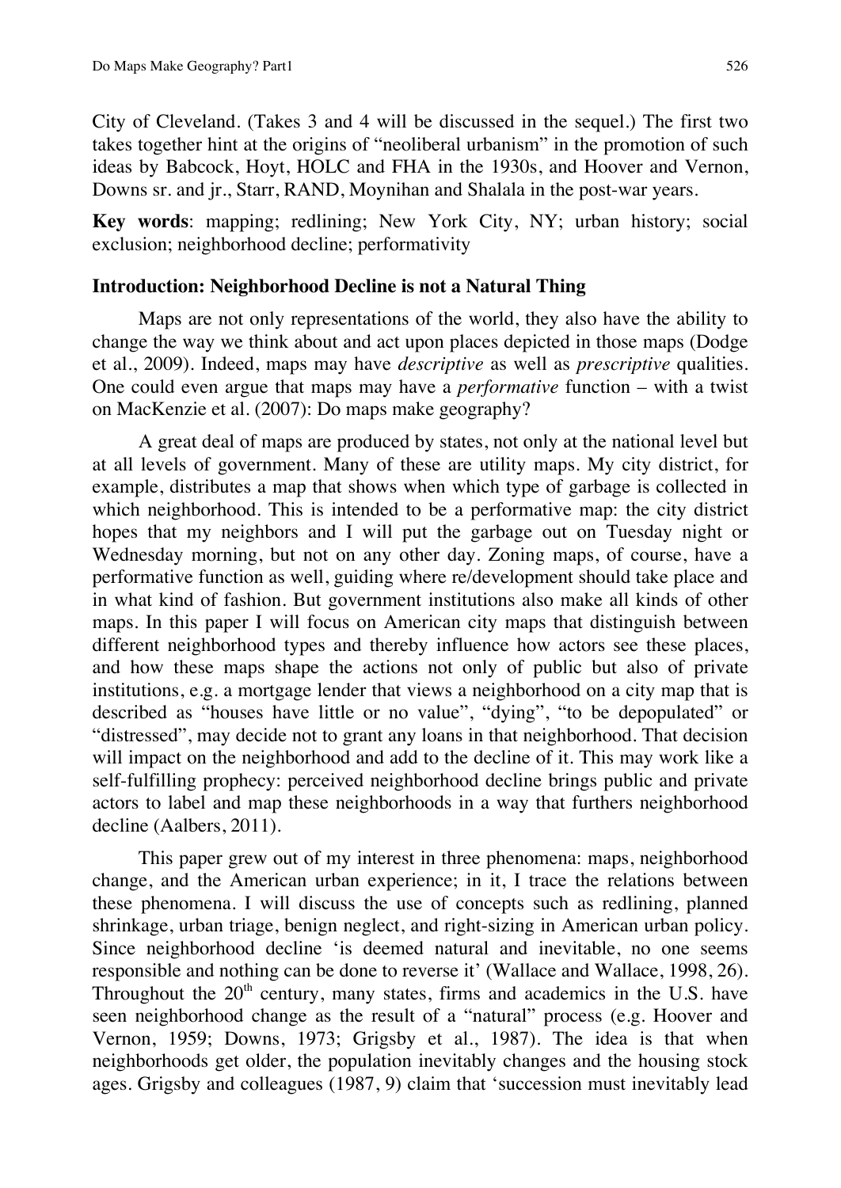City of Cleveland. (Takes 3 and 4 will be discussed in the sequel.) The first two takes together hint at the origins of "neoliberal urbanism" in the promotion of such ideas by Babcock, Hoyt, HOLC and FHA in the 1930s, and Hoover and Vernon, Downs sr. and jr., Starr, RAND, Moynihan and Shalala in the post-war years.

**Key words**: mapping; redlining; New York City, NY; urban history; social exclusion; neighborhood decline; performativity

## Introduction: Neighborhood Decline is not a Natural Thing

Maps are not only representations of the world, they also have the ability to change the way we think about and act upon places depicted in those maps (Dodge et al., 2009). Indeed, maps may have *descriptive* as well as *prescriptive* qualities. One could even argue that maps may have a *performative* function – with a twist on MacKenzie et al. (2007): Do maps make geography?

A great deal of maps are produced by states, not only at the national level but at all levels of government. Many of these are utility maps. My city district, for example, distributes a map that shows when which type of garbage is collected in which neighborhood. This is intended to be a performative map: the city district hopes that my neighbors and I will put the garbage out on Tuesday night or Wednesday morning, but not on any other day. Zoning maps, of course, have a performative function as well, guiding where re/development should take place and in what kind of fashion. But government institutions also make all kinds of other maps. In this paper I will focus on American city maps that distinguish between different neighborhood types and thereby influence how actors see these places, and how these maps shape the actions not only of public but also of private institutions, e.g. a mortgage lender that views a neighborhood on a city map that is described as "houses have little or no value", "dying", "to be depopulated" or "distressed", may decide not to grant any loans in that neighborhood. That decision will impact on the neighborhood and add to the decline of it. This may work like a self-fulfilling prophecy: perceived neighborhood decline brings public and private actors to label and map these neighborhoods in a way that furthers neighborhood decline (Aalbers, 2011).

This paper grew out of my interest in three phenomena: maps, neighborhood change, and the American urban experience; in it, I trace the relations between these phenomena. I will discuss the use of concepts such as redlining, planned shrinkage, urban triage, benign neglect, and right-sizing in American urban policy. Since neighborhood decline 'is deemed natural and inevitable, no one seems responsible and nothing can be done to reverse it' (Wallace and Wallace, 1998, 26). Throughout the 20th century, many states, firms and academics in the U.S. have seen neighborhood change as the result of a "natural" process (e.g. Hoover and Vernon, 1959; Downs, 1973; Grigsby et al., 1987). The idea is that when neighborhoods get older, the population inevitably changes and the housing stock ages. Grigsby and colleagues (1987, 9) claim that 'succession must inevitably lead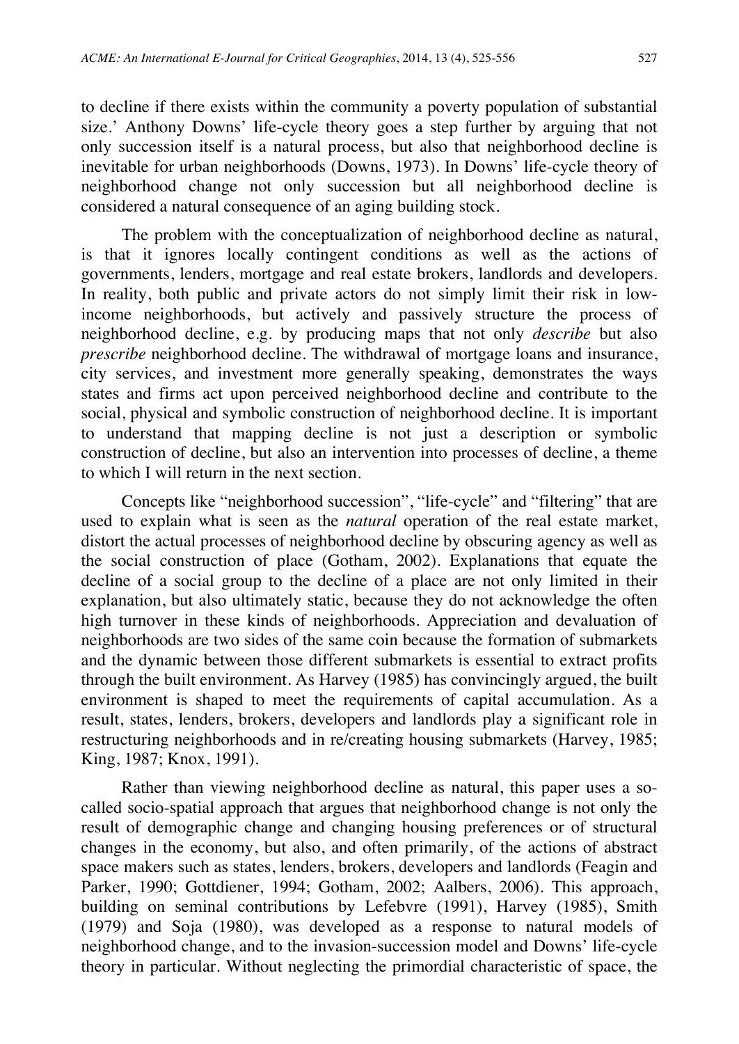to decline if there exists within the community a poverty population of substantial size.' Anthony Downs' life-cycle theory goes a step further by arguing that not only succession itself is a natural process, but also that neighborhood decline is inevitable for urban neighborhoods (Downs, 1973). In Downs' life-cycle theory of neighborhood change not only succession but all neighborhood decline is considered a natural consequence of an aging building stock.

The problem with the conceptualization of neighborhood decline as natural, is that it ignores locally contingent conditions as well as the actions of governments, lenders, mortgage and real estate brokers, landlords and developers. In reality, both public and private actors do not simply limit their risk in low-income neighborhoods, but actively and passively structure the process of neighborhood decline, e.g. by producing maps that not only *describe* but also *prescribe* neighborhood decline. The withdrawal of mortgage loans and insurance, city services, and investment more generally speaking, demonstrates the ways states and firms act upon perceived neighborhood decline and contribute to the social, physical and symbolic construction of neighborhood decline. It is important to understand that mapping decline is not just a description or symbolic construction of decline, but also an intervention into processes of decline, a theme to which I will return in the next section.

Concepts like "neighborhood succession", "life-cycle" and "filtering" that are used to explain what is seen as the *natural* operation of the real estate market, distort the actual processes of neighborhood decline by obscuring agency as well as the social construction of place (Gotham, 2002). Explanations that equate the decline of a social group to the decline of a place are not only limited in their explanation, but also ultimately static, because they do not acknowledge the often high turnover in these kinds of neighborhoods. Appreciation and devaluation of neighborhoods are two sides of the same coin because the formation of submarkets and the dynamic between those different submarkets is essential to extract profits through the built environment. As Harvey (1985) has convincingly argued, the built environment is shaped to meet the requirements of capital accumulation. As a result, states, lenders, brokers, developers and landlords play a significant role in restructuring neighborhoods and in re/creating housing submarkets (Harvey, 1985; King, 1987; Knox, 1991).

Rather than viewing neighborhood decline as natural, this paper uses a so-called socio-spatial approach that argues that neighborhood change is not only the result of demographic change and changing housing preferences or of structural changes in the economy, but also, and often primarily, of the actions of abstract space makers such as states, lenders, brokers, developers and landlords (Feagin and Parker, 1990; Gottdiener, 1994; Gotham, 2002; Aalbers, 2006). This approach, building on seminal contributions by Lefebvre (1991), Harvey (1985), Smith (1979) and Soja (1980), was developed as a response to natural models of neighborhood change, and to the invasion-succession model and Downs' life-cycle theory in particular. Without neglecting the primordial characteristic of space, the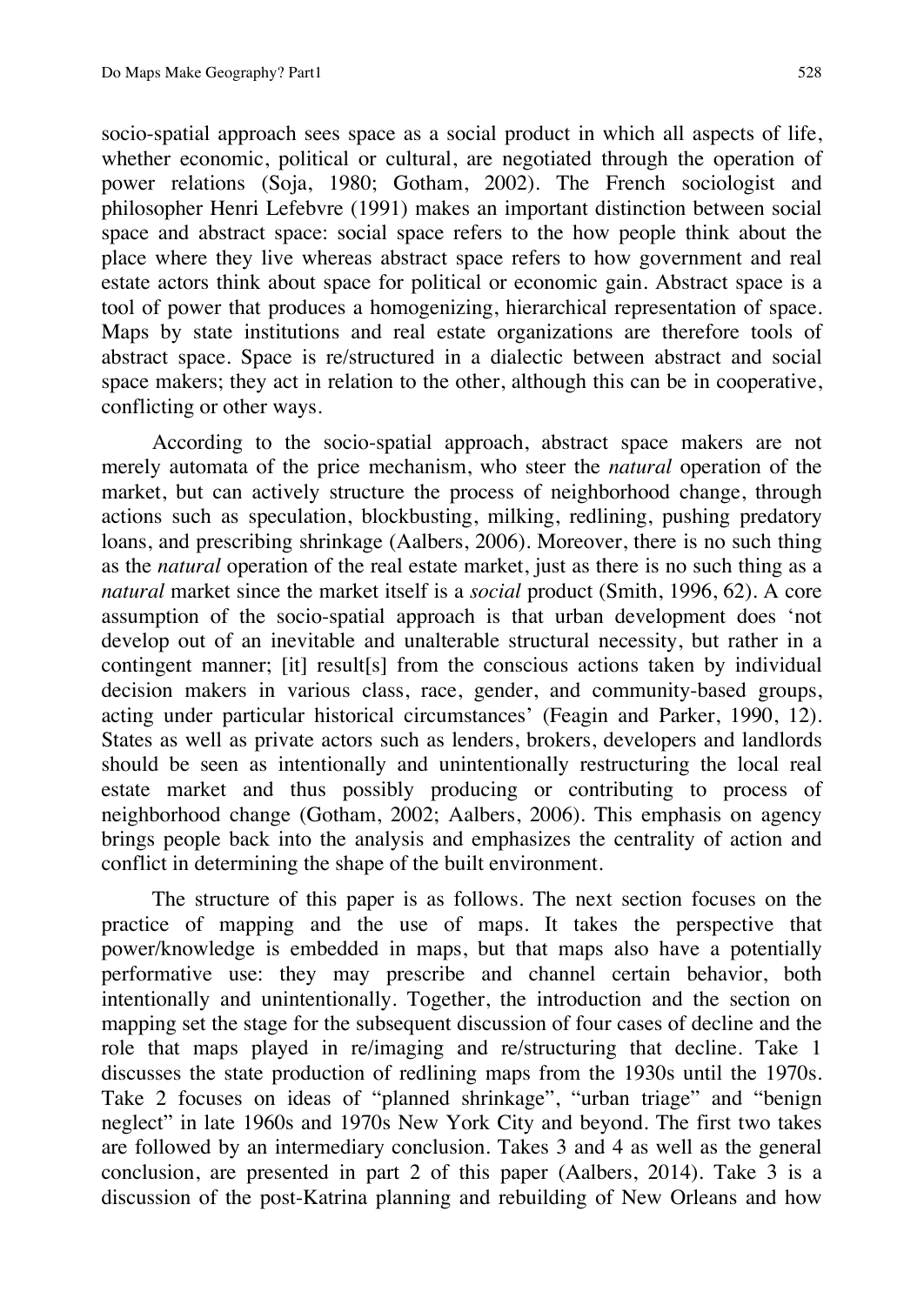socio-spatial approach sees space as a social product in which all aspects of life, whether economic, political or cultural, are negotiated through the operation of power relations (Soja, 1980; Gotham, 2002). The French sociologist and philosopher Henri Lefebvre (1991) makes an important distinction between social space and abstract space: social space refers to the how people think about the place where they live whereas abstract space refers to how government and real estate actors think about space for political or economic gain. Abstract space is a tool of power that produces a homogenizing, hierarchical representation of space. Maps by state institutions and real estate organizations are therefore tools of abstract space. Space is re/structured in a dialectic between abstract and social space makers; they act in relation to the other, although this can be in cooperative, conflicting or other ways.

According to the socio-spatial approach, abstract space makers are not merely automata of the price mechanism, who steer the *natural* operation of the market, but can actively structure the process of neighborhood change, through actions such as speculation, blockbusting, milking, redlining, pushing predatory loans, and prescribing shrinkage (Aalbers, 2006). Moreover, there is no such thing as the *natural* operation of the real estate market, just as there is no such thing as a *natural* market since the market itself is a *social* product (Smith, 1996, 62). A core assumption of the socio-spatial approach is that urban development does 'not develop out of an inevitable and unalterable structural necessity, but rather in a contingent manner; [it] result[s] from the conscious actions taken by individual decision makers in various class, race, gender, and community-based groups, acting under particular historical circumstances' (Feagin and Parker, 1990, 12). States as well as private actors such as lenders, brokers, developers and landlords should be seen as intentionally and unintentionally restructuring the local real estate market and thus possibly producing or contributing to process of neighborhood change (Gotham, 2002; Aalbers, 2006). This emphasis on agency brings people back into the analysis and emphasizes the centrality of action and conflict in determining the shape of the built environment.

The structure of this paper is as follows. The next section focuses on the practice of mapping and the use of maps. It takes the perspective that power/knowledge is embedded in maps, but that maps also have a potentially performative use: they may prescribe and channel certain behavior, both intentionally and unintentionally. Together, the introduction and the section on mapping set the stage for the subsequent discussion of four cases of decline and the role that maps played in re/imaging and re/structuring that decline. Take 1 discusses the state production of redlining maps from the 1930s until the 1970s. Take 2 focuses on ideas of "planned shrinkage", "urban triage" and "benign neglect" in late 1960s and 1970s New York City and beyond. The first two takes are followed by an intermediary conclusion. Takes 3 and 4 as well as the general conclusion, are presented in part 2 of this paper (Aalbers, 2014). Take 3 is a discussion of the post-Katrina planning and rebuilding of New Orleans and how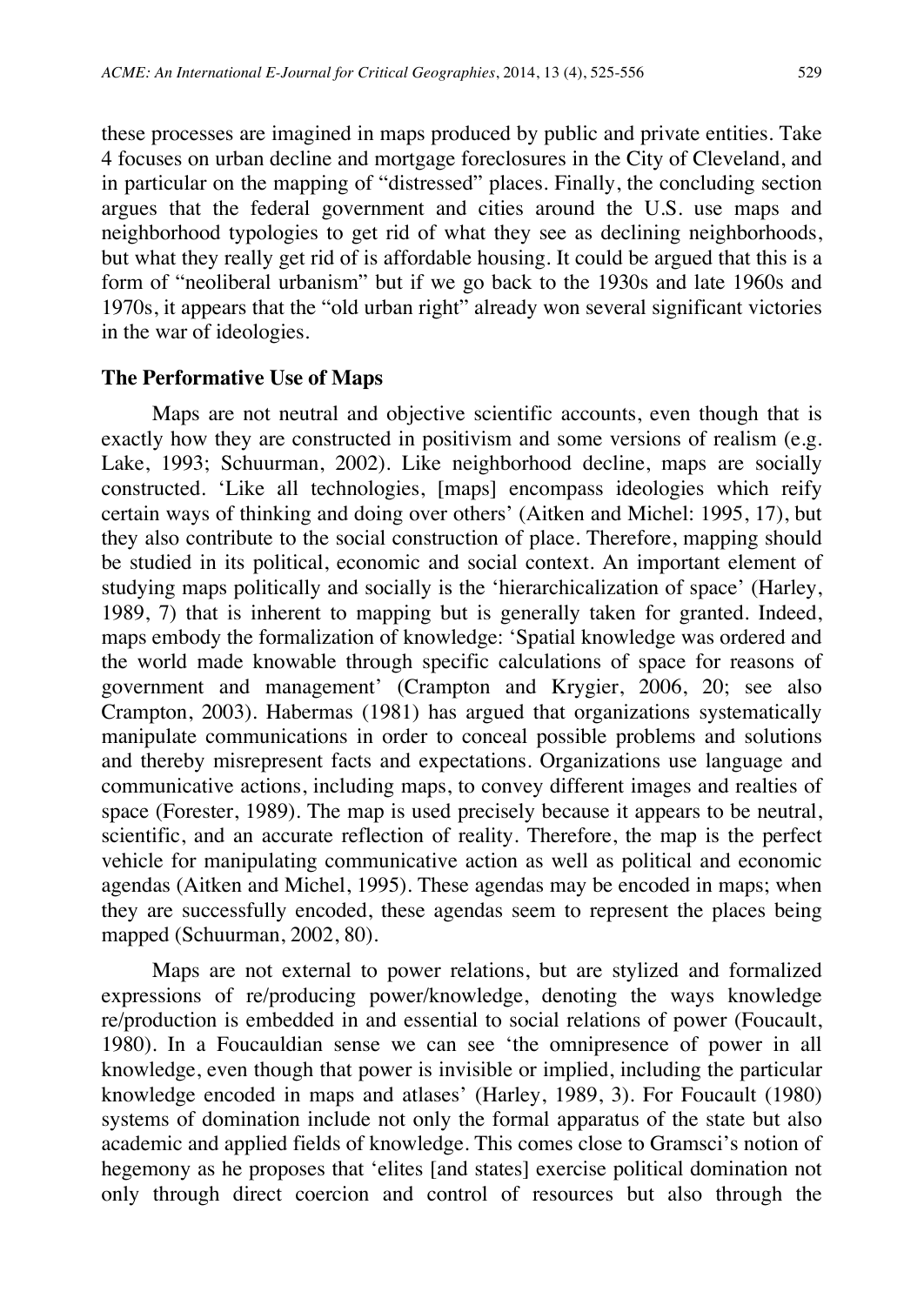these processes are imagined in maps produced by public and private entities. Take 4 focuses on urban decline and mortgage foreclosures in the City of Cleveland, and in particular on the mapping of "distressed" places. Finally, the concluding section argues that the federal government and cities around the U.S. use maps and neighborhood typologies to get rid of what they see as declining neighborhoods, but what they really get rid of is affordable housing. It could be argued that this is a form of "neoliberal urbanism" but if we go back to the 1930s and late 1960s and 1970s, it appears that the "old urban right" already won several significant victories in the war of ideologies.

## The Performative Use of Maps

Maps are not neutral and objective scientific accounts, even though that is exactly how they are constructed in positivism and some versions of realism (e.g. Lake, 1993; Schuurman, 2002). Like neighborhood decline, maps are socially constructed. 'Like all technologies, [maps] encompass ideologies which reify certain ways of thinking and doing over others' (Aitken and Michel: 1995, 17), but they also contribute to the social construction of place. Therefore, mapping should be studied in its political, economic and social context. An important element of studying maps politically and socially is the 'hierarchicalization of space' (Harley, 1989, 7) that is inherent to mapping but is generally taken for granted. Indeed, maps embody the formalization of knowledge: 'Spatial knowledge was ordered and the world made knowable through specific calculations of space for reasons of government and management' (Crampton and Krygier, 2006, 20; see also Crampton, 2003). Habermas (1981) has argued that organizations systematically manipulate communications in order to conceal possible problems and solutions and thereby misrepresent facts and expectations. Organizations use language and communicative actions, including maps, to convey different images and realties of space (Forester, 1989). The map is used precisely because it appears to be neutral, scientific, and an accurate reflection of reality. Therefore, the map is the perfect vehicle for manipulating communicative action as well as political and economic agendas (Aitken and Michel, 1995). These agendas may be encoded in maps; when they are successfully encoded, these agendas seem to represent the places being mapped (Schuurman, 2002, 80).

Maps are not external to power relations, but are stylized and formalized expressions of re/producing power/knowledge, denoting the ways knowledge re/production is embedded in and essential to social relations of power (Foucault, 1980). In a Foucauldian sense we can see 'the omnipresence of power in all knowledge, even though that power is invisible or implied, including the particular knowledge encoded in maps and atlases' (Harley, 1989, 3). For Foucault (1980) systems of domination include not only the formal apparatus of the state but also academic and applied fields of knowledge. This comes close to Gramsci's notion of hegemony as he proposes that 'elites [and states] exercise political domination not only through direct coercion and control of resources but also through the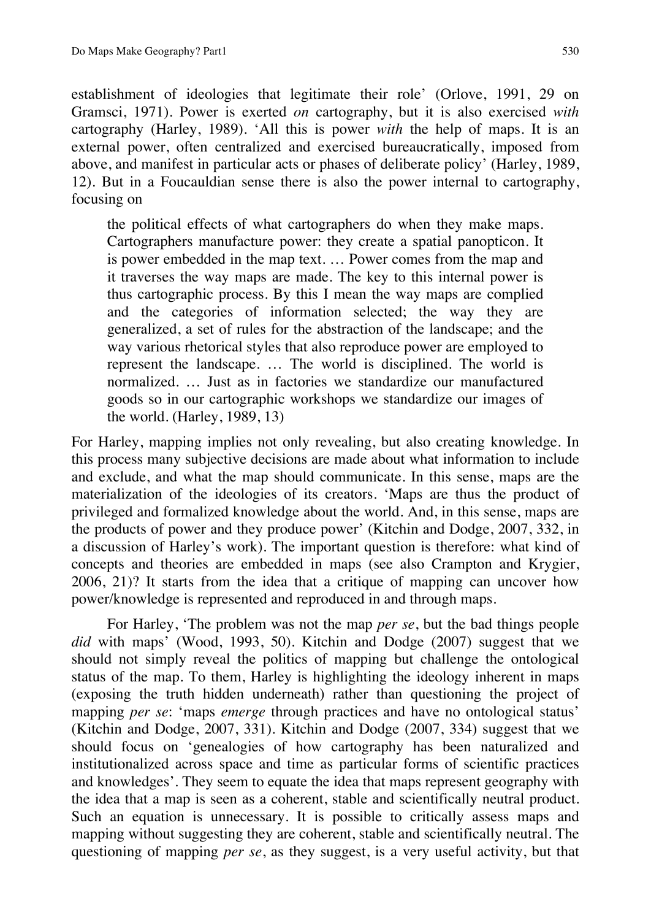establishment of ideologies that legitimate their role' (Orlove, 1991, 29 on Gramsci, 1971). Power is exerted *on* cartography, but it is also exercised *with* cartography (Harley, 1989). 'All this is power *with* the help of maps. It is an external power, often centralized and exercised bureaucratically, imposed from above, and manifest in particular acts or phases of deliberate policy' (Harley, 1989, 12). But in a Foucauldian sense there is also the power internal to cartography, focusing on

> the political effects of what cartographers do when they make maps. Cartographers manufacture power: they create a spatial panopticon. It is power embedded in the map text. … Power comes from the map and it traverses the way maps are made. The key to this internal power is thus cartographic process. By this I mean the way maps are complied and the categories of information selected; the way they are generalized, a set of rules for the abstraction of the landscape; and the way various rhetorical styles that also reproduce power are employed to represent the landscape. … The world is disciplined. The world is normalized. … Just as in factories we standardize our manufactured goods so in our cartographic workshops we standardize our images of the world. (Harley, 1989, 13)

For Harley, mapping implies not only revealing, but also creating knowledge. In this process many subjective decisions are made about what information to include and exclude, and what the map should communicate. In this sense, maps are the materialization of the ideologies of its creators. 'Maps are thus the product of privileged and formalized knowledge about the world. And, in this sense, maps are the products of power and they produce power' (Kitchin and Dodge, 2007, 332, in a discussion of Harley's work). The important question is therefore: what kind of concepts and theories are embedded in maps (see also Crampton and Krygier, 2006, 21)? It starts from the idea that a critique of mapping can uncover how power/knowledge is represented and reproduced in and through maps.

For Harley, 'The problem was not the map *per se*, but the bad things people *did* with maps' (Wood, 1993, 50). Kitchin and Dodge (2007) suggest that we should not simply reveal the politics of mapping but challenge the ontological status of the map. To them, Harley is highlighting the ideology inherent in maps (exposing the truth hidden underneath) rather than questioning the project of mapping *per se*: 'maps *emerge* through practices and have no ontological status' (Kitchin and Dodge, 2007, 331). Kitchin and Dodge (2007, 334) suggest that we should focus on 'genealogies of how cartography has been naturalized and institutionalized across space and time as particular forms of scientific practices and knowledges'. They seem to equate the idea that maps represent geography with the idea that a map is seen as a coherent, stable and scientifically neutral product. Such an equation is unnecessary. It is possible to critically assess maps and mapping without suggesting they are coherent, stable and scientifically neutral. The questioning of mapping *per se*, as they suggest, is a very useful activity, but that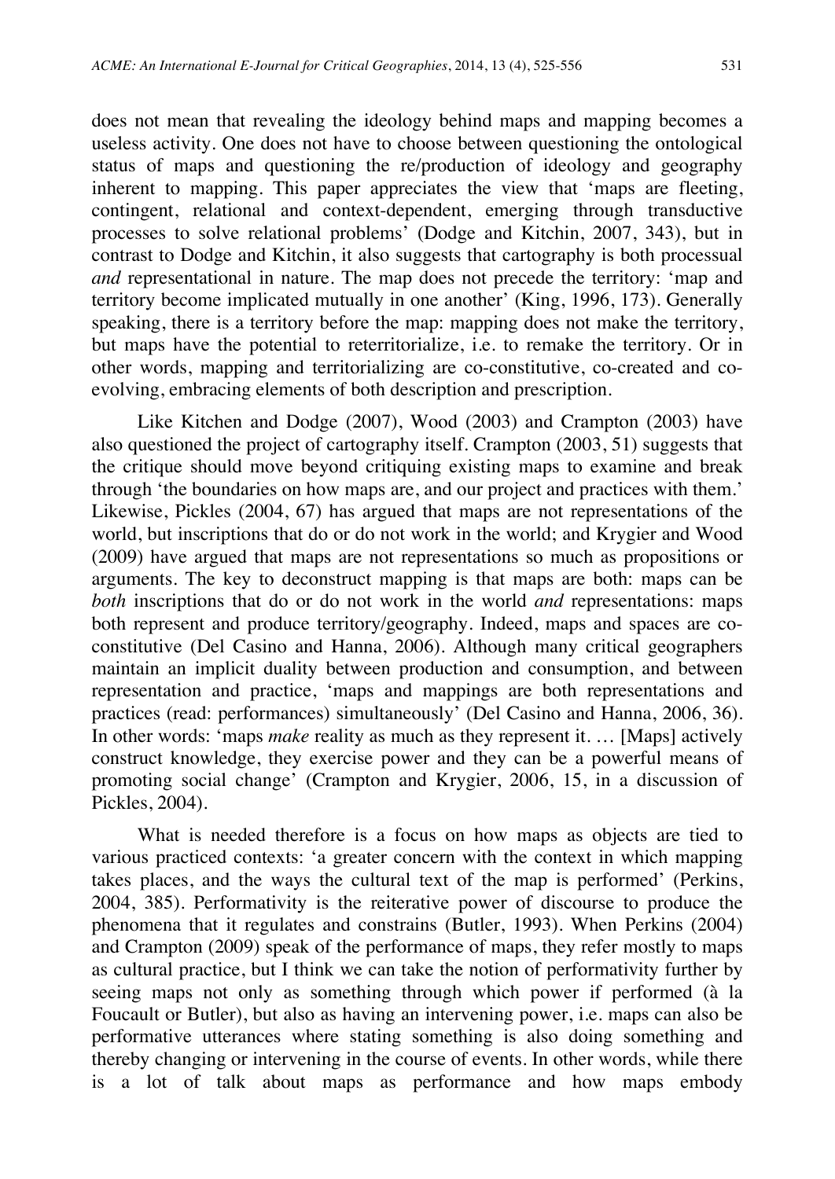does not mean that revealing the ideology behind maps and mapping becomes a useless activity. One does not have to choose between questioning the ontological status of maps and questioning the re/production of ideology and geography inherent to mapping. This paper appreciates the view that 'maps are fleeting, contingent, relational and context-dependent, emerging through transductive processes to solve relational problems' (Dodge and Kitchin, 2007, 343), but in contrast to Dodge and Kitchin, it also suggests that cartography is both processual *and* representational in nature. The map does not precede the territory: 'map and territory become implicated mutually in one another' (King, 1996, 173). Generally speaking, there is a territory before the map: mapping does not make the territory, but maps have the potential to reterritorialize, i.e. to remake the territory. Or in other words, mapping and territorializing are co-constitutive, co-created and co-evolving, embracing elements of both description and prescription.

Like Kitchen and Dodge (2007), Wood (2003) and Crampton (2003) have also questioned the project of cartography itself. Crampton (2003, 51) suggests that the critique should move beyond critiquing existing maps to examine and break through 'the boundaries on how maps are, and our project and practices with them.' Likewise, Pickles (2004, 67) has argued that maps are not representations of the world, but inscriptions that do or do not work in the world; and Krygier and Wood (2009) have argued that maps are not representations so much as propositions or arguments. The key to deconstruct mapping is that maps are both: maps can be *both* inscriptions that do or do not work in the world *and* representations: maps both represent and produce territory/geography. Indeed, maps and spaces are co-constitutive (Del Casino and Hanna, 2006). Although many critical geographers maintain an implicit duality between production and consumption, and between representation and practice, 'maps and mappings are both representations and practices (read: performances) simultaneously' (Del Casino and Hanna, 2006, 36). In other words: 'maps *make* reality as much as they represent it. … [Maps] actively construct knowledge, they exercise power and they can be a powerful means of promoting social change' (Crampton and Krygier, 2006, 15, in a discussion of Pickles, 2004).

What is needed therefore is a focus on how maps as objects are tied to various practiced contexts: 'a greater concern with the context in which mapping takes places, and the ways the cultural text of the map is performed' (Perkins, 2004, 385). Performativity is the reiterative power of discourse to produce the phenomena that it regulates and constrains (Butler, 1993). When Perkins (2004) and Crampton (2009) speak of the performance of maps, they refer mostly to maps as cultural practice, but I think we can take the notion of performativity further by seeing maps not only as something through which power if performed (à la Foucault or Butler), but also as having an intervening power, i.e. maps can also be performative utterances where stating something is also doing something and thereby changing or intervening in the course of events. In other words, while there is a lot of talk about maps as performance and how maps embody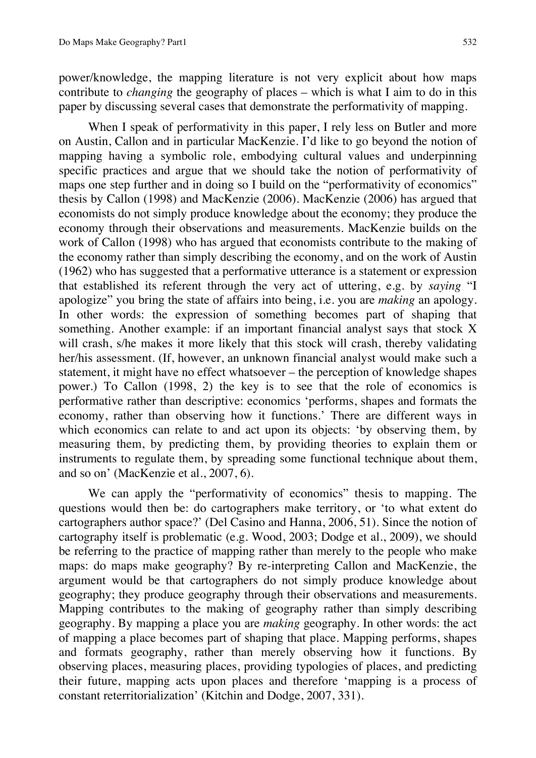power/knowledge, the mapping literature is not very explicit about how maps contribute to *changing* the geography of places – which is what I aim to do in this paper by discussing several cases that demonstrate the performativity of mapping.

When I speak of performativity in this paper, I rely less on Butler and more on Austin, Callon and in particular MacKenzie. I'd like to go beyond the notion of mapping having a symbolic role, embodying cultural values and underpinning specific practices and argue that we should take the notion of performativity of maps one step further and in doing so I build on the "performativity of economics" thesis by Callon (1998) and MacKenzie (2006). MacKenzie (2006) has argued that economists do not simply produce knowledge about the economy; they produce the economy through their observations and measurements. MacKenzie builds on the work of Callon (1998) who has argued that economists contribute to the making of the economy rather than simply describing the economy, and on the work of Austin (1962) who has suggested that a performative utterance is a statement or expression that established its referent through the very act of uttering, e.g. by *saying* "I apologize" you bring the state of affairs into being, i.e. you are *making* an apology. In other words: the expression of something becomes part of shaping that something. Another example: if an important financial analyst says that stock X will crash, s/he makes it more likely that this stock will crash, thereby validating her/his assessment. (If, however, an unknown financial analyst would make such a statement, it might have no effect whatsoever – the perception of knowledge shapes power.) To Callon (1998, 2) the key is to see that the role of economics is performative rather than descriptive: economics 'performs, shapes and formats the economy, rather than observing how it functions.' There are different ways in which economics can relate to and act upon its objects: 'by observing them, by measuring them, by predicting them, by providing theories to explain them or instruments to regulate them, by spreading some functional technique about them, and so on' (MacKenzie et al., 2007, 6).

We can apply the "performativity of economics" thesis to mapping. The questions would then be: do cartographers make territory, or 'to what extent do cartographers author space?' (Del Casino and Hanna, 2006, 51). Since the notion of cartography itself is problematic (e.g. Wood, 2003; Dodge et al., 2009), we should be referring to the practice of mapping rather than merely to the people who make maps: do maps make geography? By re-interpreting Callon and MacKenzie, the argument would be that cartographers do not simply produce knowledge about geography; they produce geography through their observations and measurements. Mapping contributes to the making of geography rather than simply describing geography. By mapping a place you are *making* geography. In other words: the act of mapping a place becomes part of shaping that place. Mapping performs, shapes and formats geography, rather than merely observing how it functions. By observing places, measuring places, providing typologies of places, and predicting their future, mapping acts upon places and therefore 'mapping is a process of constant reterritorialization' (Kitchin and Dodge, 2007, 331).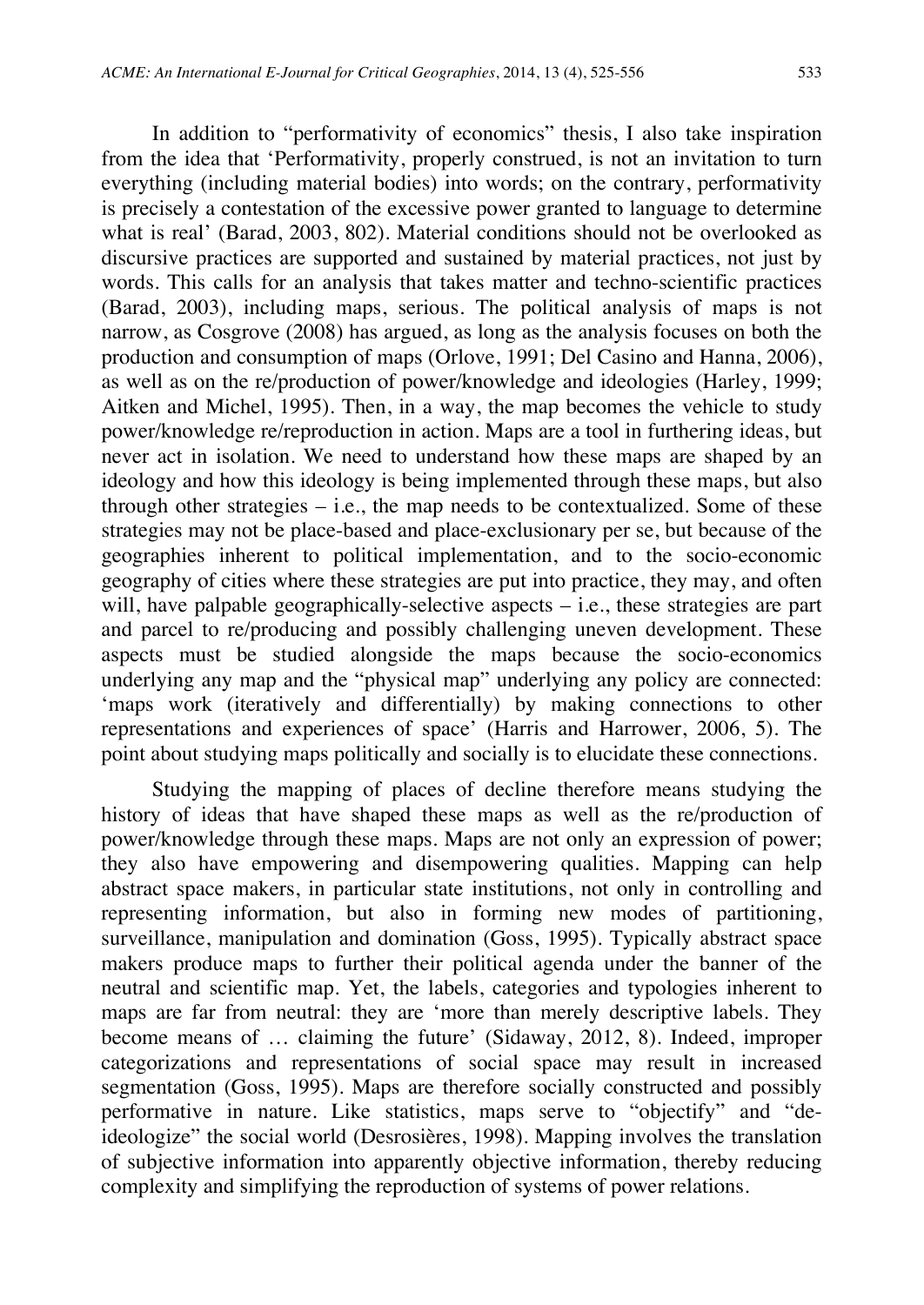In addition to "performativity of economics" thesis, I also take inspiration from the idea that 'Performativity, properly construed, is not an invitation to turn everything (including material bodies) into words; on the contrary, performativity is precisely a contestation of the excessive power granted to language to determine what is real' (Barad, 2003, 802). Material conditions should not be overlooked as discursive practices are supported and sustained by material practices, not just by words. This calls for an analysis that takes matter and techno-scientific practices (Barad, 2003), including maps, serious. The political analysis of maps is not narrow, as Cosgrove (2008) has argued, as long as the analysis focuses on both the production and consumption of maps (Orlove, 1991; Del Casino and Hanna, 2006), as well as on the re/production of power/knowledge and ideologies (Harley, 1999; Aitken and Michel, 1995). Then, in a way, the map becomes the vehicle to study power/knowledge re/reproduction in action. Maps are a tool in furthering ideas, but never act in isolation. We need to understand how these maps are shaped by an ideology and how this ideology is being implemented through these maps, but also through other strategies – i.e., the map needs to be contextualized. Some of these strategies may not be place-based and place-exclusionary per se, but because of the geographies inherent to political implementation, and to the socio-economic geography of cities where these strategies are put into practice, they may, and often will, have palpable geographically-selective aspects – i.e., these strategies are part and parcel to re/producing and possibly challenging uneven development. These aspects must be studied alongside the maps because the socio-economics underlying any map and the "physical map" underlying any policy are connected: 'maps work (iteratively and differentially) by making connections to other representations and experiences of space' (Harris and Harrower, 2006, 5). The point about studying maps politically and socially is to elucidate these connections.

Studying the mapping of places of decline therefore means studying the history of ideas that have shaped these maps as well as the re/production of power/knowledge through these maps. Maps are not only an expression of power; they also have empowering and disempowering qualities. Mapping can help abstract space makers, in particular state institutions, not only in controlling and representing information, but also in forming new modes of partitioning, surveillance, manipulation and domination (Goss, 1995). Typically abstract space makers produce maps to further their political agenda under the banner of the neutral and scientific map. Yet, the labels, categories and typologies inherent to maps are far from neutral: they are 'more than merely descriptive labels. They become means of … claiming the future' (Sidaway, 2012, 8). Indeed, improper categorizations and representations of social space may result in increased segmentation (Goss, 1995). Maps are therefore socially constructed and possibly performative in nature. Like statistics, maps serve to "objectify" and "de-ideologize" the social world (Desrosières, 1998). Mapping involves the translation of subjective information into apparently objective information, thereby reducing complexity and simplifying the reproduction of systems of power relations.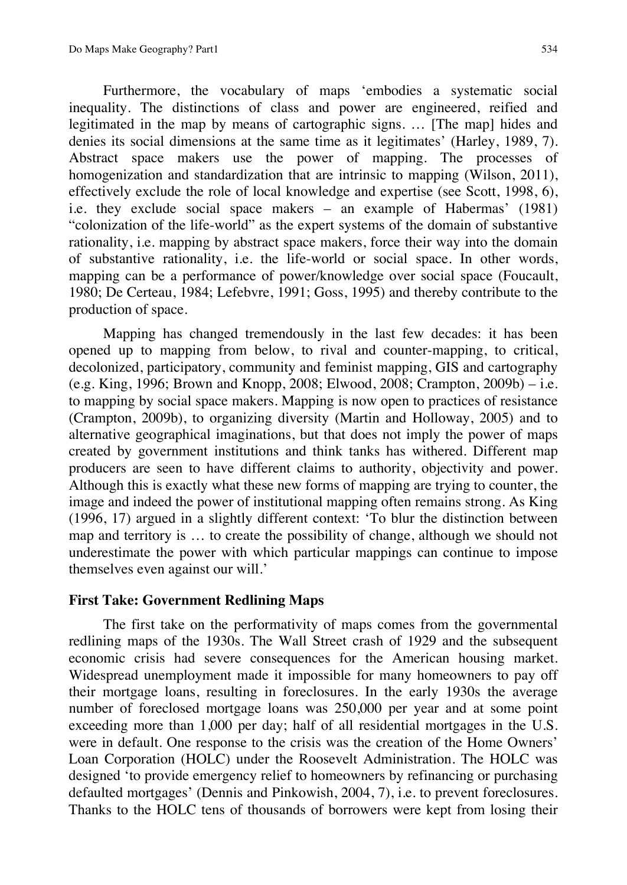Furthermore, the vocabulary of maps 'embodies a systematic social inequality. The distinctions of class and power are engineered, reified and legitimated in the map by means of cartographic signs. … [The map] hides and denies its social dimensions at the same time as it legitimates' (Harley, 1989, 7). Abstract space makers use the power of mapping. The processes of homogenization and standardization that are intrinsic to mapping (Wilson, 2011), effectively exclude the role of local knowledge and expertise (see Scott, 1998, 6), i.e. they exclude social space makers – an example of Habermas' (1981) "colonization of the life-world" as the expert systems of the domain of substantive rationality, i.e. mapping by abstract space makers, force their way into the domain of substantive rationality, i.e. the life-world or social space. In other words, mapping can be a performance of power/knowledge over social space (Foucault, 1980; De Certeau, 1984; Lefebvre, 1991; Goss, 1995) and thereby contribute to the production of space.

Mapping has changed tremendously in the last few decades: it has been opened up to mapping from below, to rival and counter-mapping, to critical, decolonized, participatory, community and feminist mapping, GIS and cartography (e.g. King, 1996; Brown and Knopp, 2008; Elwood, 2008; Crampton, 2009b) – i.e. to mapping by social space makers. Mapping is now open to practices of resistance (Crampton, 2009b), to organizing diversity (Martin and Holloway, 2005) and to alternative geographical imaginations, but that does not imply the power of maps created by government institutions and think tanks has withered. Different map producers are seen to have different claims to authority, objectivity and power. Although this is exactly what these new forms of mapping are trying to counter, the image and indeed the power of institutional mapping often remains strong. As King (1996, 17) argued in a slightly different context: 'To blur the distinction between map and territory is … to create the possibility of change, although we should not underestimate the power with which particular mappings can continue to impose themselves even against our will.'

## First Take: Government Redlining Maps

The first take on the performativity of maps comes from the governmental redlining maps of the 1930s. The Wall Street crash of 1929 and the subsequent economic crisis had severe consequences for the American housing market. Widespread unemployment made it impossible for many homeowners to pay off their mortgage loans, resulting in foreclosures. In the early 1930s the average number of foreclosed mortgage loans was 250,000 per year and at some point exceeding more than 1,000 per day; half of all residential mortgages in the U.S. were in default. One response to the crisis was the creation of the Home Owners' Loan Corporation (HOLC) under the Roosevelt Administration. The HOLC was designed 'to provide emergency relief to homeowners by refinancing or purchasing defaulted mortgages' (Dennis and Pinkowish, 2004, 7), i.e. to prevent foreclosures. Thanks to the HOLC tens of thousands of borrowers were kept from losing their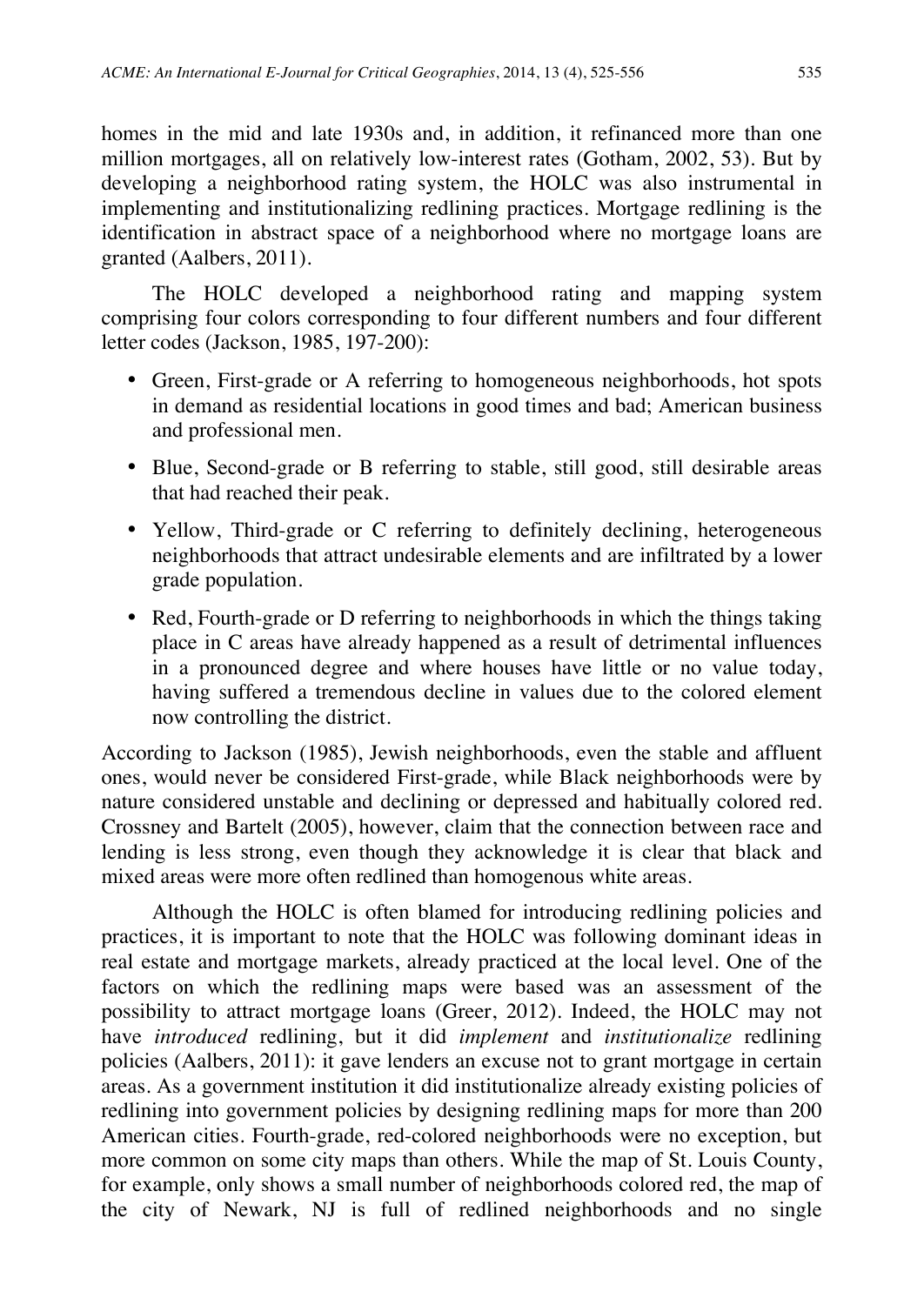homes in the mid and late 1930s and, in addition, it refinanced more than one million mortgages, all on relatively low-interest rates (Gotham, 2002, 53). But by developing a neighborhood rating system, the HOLC was also instrumental in implementing and institutionalizing redlining practices. Mortgage redlining is the identification in abstract space of a neighborhood where no mortgage loans are granted (Aalbers, 2011).

The HOLC developed a neighborhood rating and mapping system comprising four colors corresponding to four different numbers and four different letter codes (Jackson, 1985, 197-200):

- Green, First-grade or A referring to homogeneous neighborhoods, hot spots in demand as residential locations in good times and bad; American business and professional men.
- Blue, Second-grade or B referring to stable, still good, still desirable areas that had reached their peak.
- Yellow, Third-grade or C referring to definitely declining, heterogeneous neighborhoods that attract undesirable elements and are infiltrated by a lower grade population.
- Red, Fourth-grade or D referring to neighborhoods in which the things taking place in C areas have already happened as a result of detrimental influences in a pronounced degree and where houses have little or no value today, having suffered a tremendous decline in values due to the colored element now controlling the district.

According to Jackson (1985), Jewish neighborhoods, even the stable and affluent ones, would never be considered First-grade, while Black neighborhoods were by nature considered unstable and declining or depressed and habitually colored red. Crossney and Bartelt (2005), however, claim that the connection between race and lending is less strong, even though they acknowledge it is clear that black and mixed areas were more often redlined than homogenous white areas.

Although the HOLC is often blamed for introducing redlining policies and practices, it is important to note that the HOLC was following dominant ideas in real estate and mortgage markets, already practiced at the local level. One of the factors on which the redlining maps were based was an assessment of the possibility to attract mortgage loans (Greer, 2012). Indeed, the HOLC may not have *introduced* redlining, but it did *implement* and *institutionalize* redlining policies (Aalbers, 2011): it gave lenders an excuse not to grant mortgage in certain areas. As a government institution it did institutionalize already existing policies of redlining into government policies by designing redlining maps for more than 200 American cities. Fourth-grade, red-colored neighborhoods were no exception, but more common on some city maps than others. While the map of St. Louis County, for example, only shows a small number of neighborhoods colored red, the map of the city of Newark, NJ is full of redlined neighborhoods and no single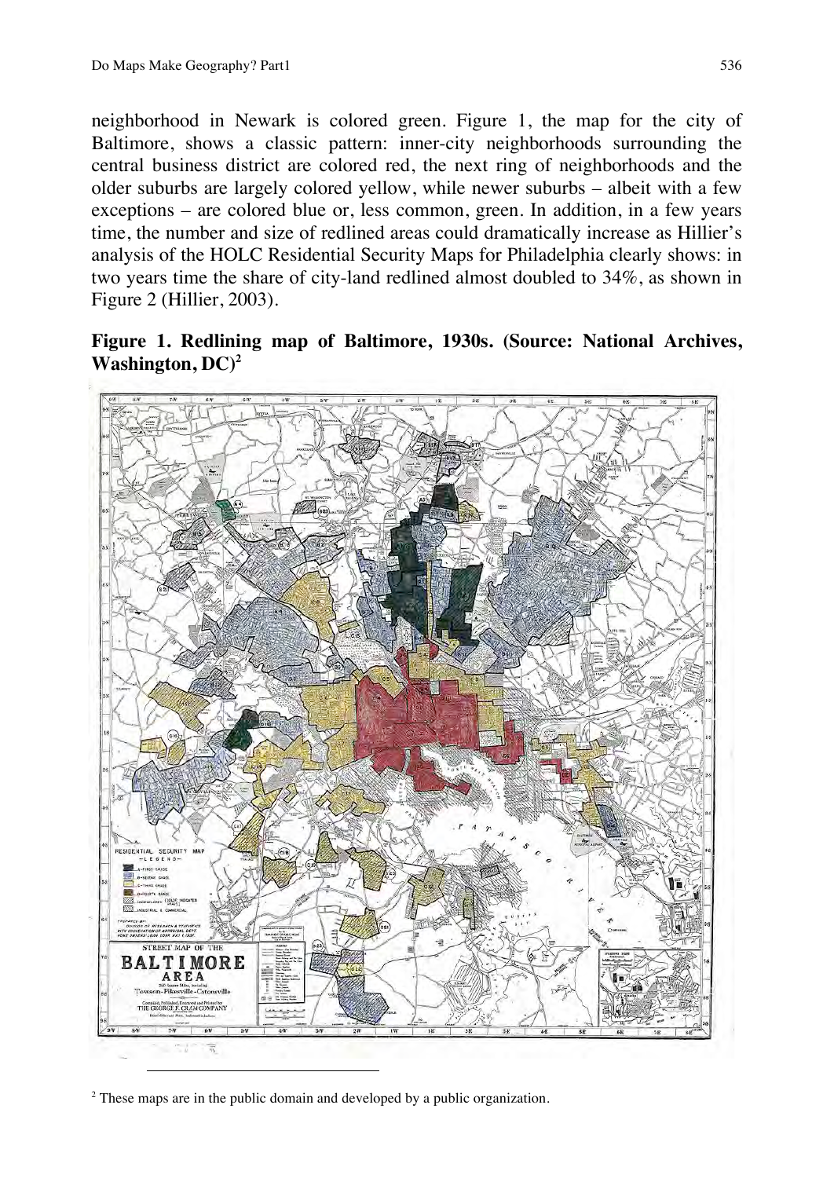neighborhood in Newark is colored green. Figure 1, the map for the city of Baltimore, shows a classic pattern: inner-city neighborhoods surrounding the central business district are colored red, the next ring of neighborhoods and the older suburbs are largely colored yellow, while newer suburbs – albeit with a few exceptions – are colored blue or, less common, green. In addition, in a few years time, the number and size of redlined areas could dramatically increase as Hillier's analysis of the HOLC Residential Security Maps for Philadelphia clearly shows: in two years time the share of city-land redlined almost doubled to 34%, as shown in Figure 2 (Hillier, 2003).

**Figure 1. Redlining map of Baltimore, 1930s. (Source: National Archives, Washington, DC)[2]**

[2] These maps are in the public domain and developed by a public organization.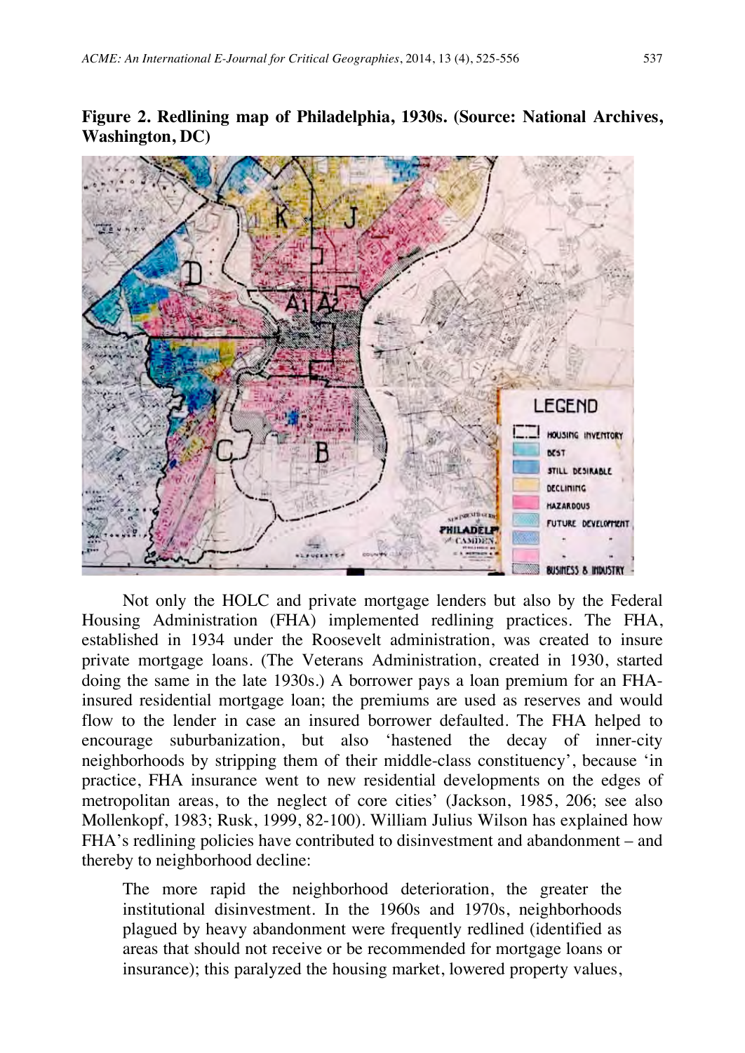**Figure 2. Redlining map of Philadelphia, 1930s. (Source: National Archives, Washington, DC)**

Not only the HOLC and private mortgage lenders but also by the Federal Housing Administration (FHA) implemented redlining practices. The FHA, established in 1934 under the Roosevelt administration, was created to insure private mortgage loans. (The Veterans Administration, created in 1930, started doing the same in the late 1930s.) A borrower pays a loan premium for an FHA-insured residential mortgage loan; the premiums are used as reserves and would flow to the lender in case an insured borrower defaulted. The FHA helped to encourage suburbanization, but also 'hastened the decay of inner-city neighborhoods by stripping them of their middle-class constituency', because 'in practice, FHA insurance went to new residential developments on the edges of metropolitan areas, to the neglect of core cities' (Jackson, 1985, 206; see also Mollenkopf, 1983; Rusk, 1999, 82-100). William Julius Wilson has explained how FHA's redlining policies have contributed to disinvestment and abandonment – and thereby to neighborhood decline:

> The more rapid the neighborhood deterioration, the greater the institutional disinvestment. In the 1960s and 1970s, neighborhoods plagued by heavy abandonment were frequently redlined (identified as areas that should not receive or be recommended for mortgage loans or insurance); this paralyzed the housing market, lowered property values,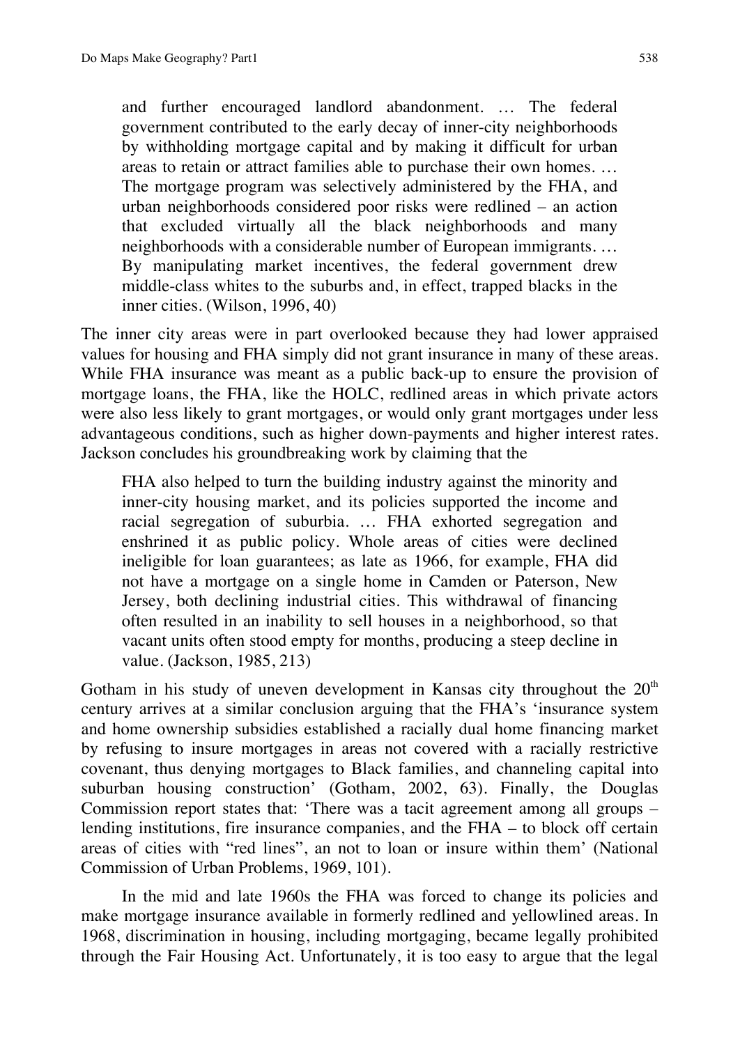> and further encouraged landlord abandonment. … The federal government contributed to the early decay of inner-city neighborhoods by withholding mortgage capital and by making it difficult for urban areas to retain or attract families able to purchase their own homes. … The mortgage program was selectively administered by the FHA, and urban neighborhoods considered poor risks were redlined – an action that excluded virtually all the black neighborhoods and many neighborhoods with a considerable number of European immigrants. … By manipulating market incentives, the federal government drew middle-class whites to the suburbs and, in effect, trapped blacks in the inner cities. (Wilson, 1996, 40)

The inner city areas were in part overlooked because they had lower appraised values for housing and FHA simply did not grant insurance in many of these areas. While FHA insurance was meant as a public back-up to ensure the provision of mortgage loans, the FHA, like the HOLC, redlined areas in which private actors were also less likely to grant mortgages, or would only grant mortgages under less advantageous conditions, such as higher down-payments and higher interest rates. Jackson concludes his groundbreaking work by claiming that the

> FHA also helped to turn the building industry against the minority and inner-city housing market, and its policies supported the income and racial segregation of suburbia. … FHA exhorted segregation and enshrined it as public policy. Whole areas of cities were declined ineligible for loan guarantees; as late as 1966, for example, FHA did not have a mortgage on a single home in Camden or Paterson, New Jersey, both declining industrial cities. This withdrawal of financing often resulted in an inability to sell houses in a neighborhood, so that vacant units often stood empty for months, producing a steep decline in value. (Jackson, 1985, 213)

Gotham in his study of uneven development in Kansas city throughout the 20th century arrives at a similar conclusion arguing that the FHA's 'insurance system and home ownership subsidies established a racially dual home financing market by refusing to insure mortgages in areas not covered with a racially restrictive covenant, thus denying mortgages to Black families, and channeling capital into suburban housing construction' (Gotham, 2002, 63). Finally, the Douglas Commission report states that: 'There was a tacit agreement among all groups – lending institutions, fire insurance companies, and the FHA – to block off certain areas of cities with "red lines", an not to loan or insure within them' (National Commission of Urban Problems, 1969, 101).

In the mid and late 1960s the FHA was forced to change its policies and make mortgage insurance available in formerly redlined and yellowlined areas. In 1968, discrimination in housing, including mortgaging, became legally prohibited through the Fair Housing Act. Unfortunately, it is too easy to argue that the legal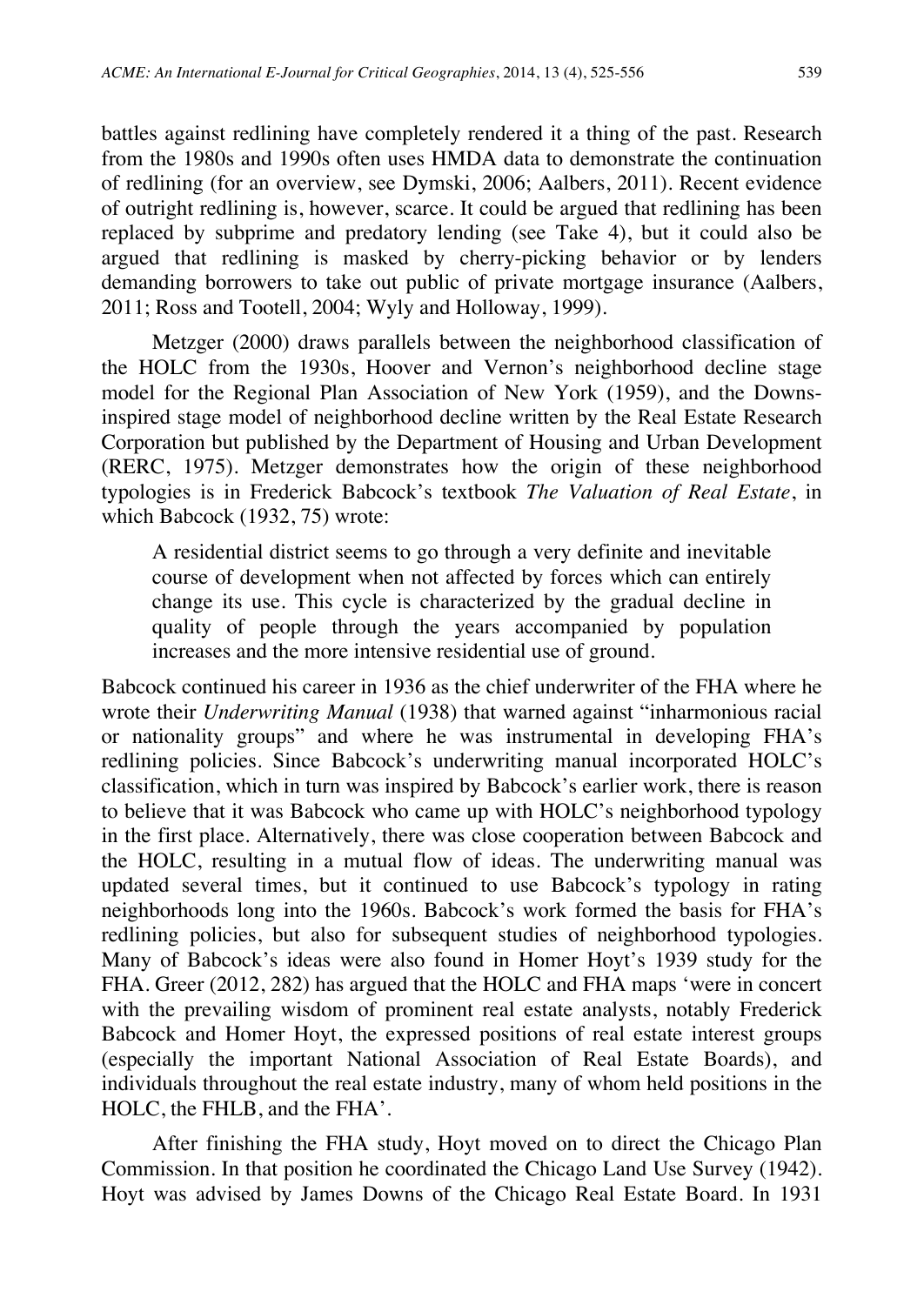battles against redlining have completely rendered it a thing of the past. Research from the 1980s and 1990s often uses HMDA data to demonstrate the continuation of redlining (for an overview, see Dymski, 2006; Aalbers, 2011). Recent evidence of outright redlining is, however, scarce. It could be argued that redlining has been replaced by subprime and predatory lending (see Take 4), but it could also be argued that redlining is masked by cherry-picking behavior or by lenders demanding borrowers to take out public of private mortgage insurance (Aalbers, 2011; Ross and Tootell, 2004; Wyly and Holloway, 1999).

Metzger (2000) draws parallels between the neighborhood classification of the HOLC from the 1930s, Hoover and Vernon's neighborhood decline stage model for the Regional Plan Association of New York (1959), and the Downs-inspired stage model of neighborhood decline written by the Real Estate Research Corporation but published by the Department of Housing and Urban Development (RERC, 1975). Metzger demonstrates how the origin of these neighborhood typologies is in Frederick Babcock's textbook *The Valuation of Real Estate*, in which Babcock (1932, 75) wrote:

> A residential district seems to go through a very definite and inevitable course of development when not affected by forces which can entirely change its use. This cycle is characterized by the gradual decline in quality of people through the years accompanied by population increases and the more intensive residential use of ground.

Babcock continued his career in 1936 as the chief underwriter of the FHA where he wrote their *Underwriting Manual* (1938) that warned against "inharmonious racial or nationality groups" and where he was instrumental in developing FHA's redlining policies. Since Babcock's underwriting manual incorporated HOLC's classification, which in turn was inspired by Babcock's earlier work, there is reason to believe that it was Babcock who came up with HOLC's neighborhood typology in the first place. Alternatively, there was close cooperation between Babcock and the HOLC, resulting in a mutual flow of ideas. The underwriting manual was updated several times, but it continued to use Babcock's typology in rating neighborhoods long into the 1960s. Babcock's work formed the basis for FHA's redlining policies, but also for subsequent studies of neighborhood typologies. Many of Babcock's ideas were also found in Homer Hoyt's 1939 study for the FHA. Greer (2012, 282) has argued that the HOLC and FHA maps 'were in concert with the prevailing wisdom of prominent real estate analysts, notably Frederick Babcock and Homer Hoyt, the expressed positions of real estate interest groups (especially the important National Association of Real Estate Boards), and individuals throughout the real estate industry, many of whom held positions in the HOLC, the FHLB, and the FHA'.

After finishing the FHA study, Hoyt moved on to direct the Chicago Plan Commission. In that position he coordinated the Chicago Land Use Survey (1942). Hoyt was advised by James Downs of the Chicago Real Estate Board. In 1931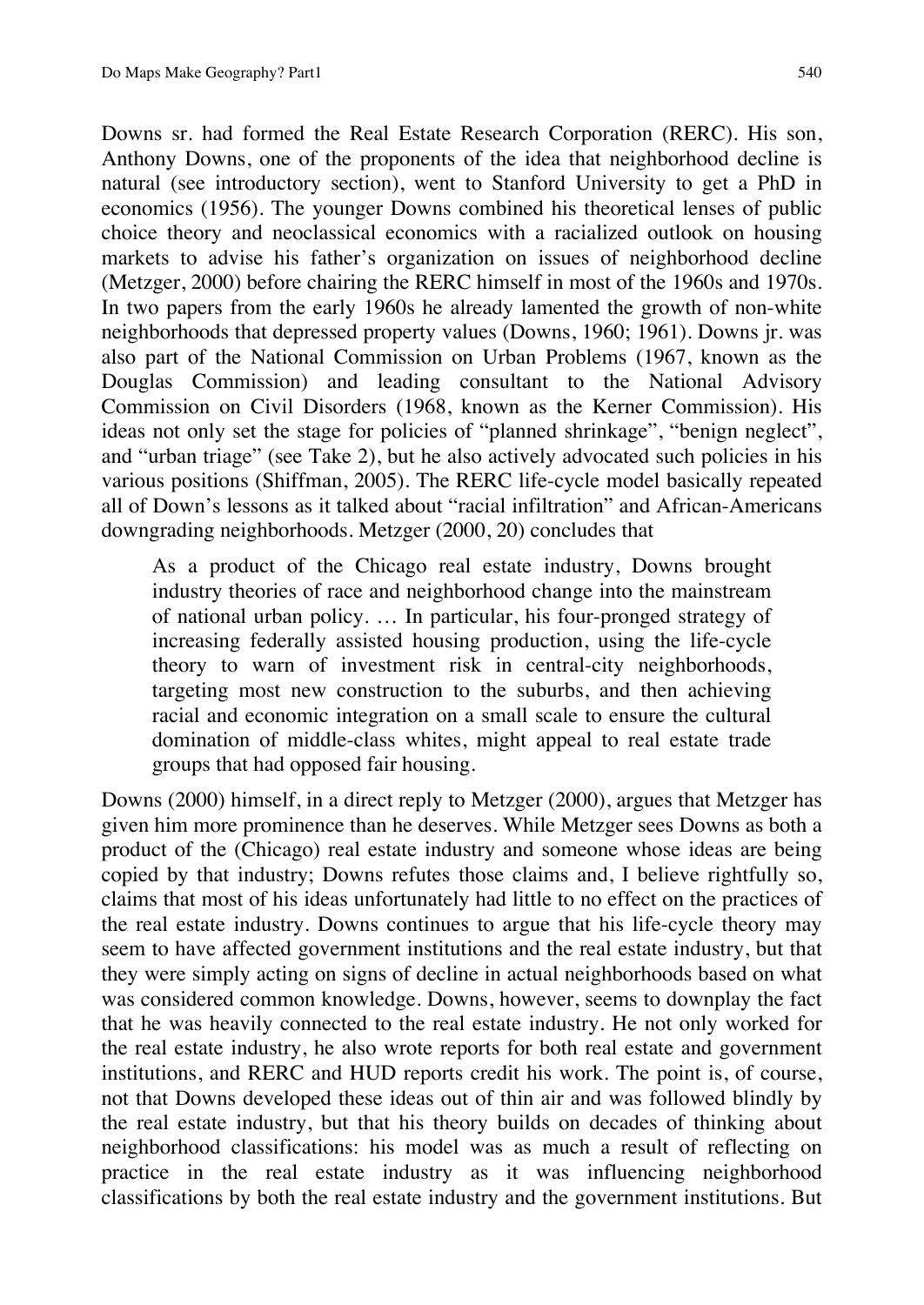Downs sr. had formed the Real Estate Research Corporation (RERC). His son, Anthony Downs, one of the proponents of the idea that neighborhood decline is natural (see introductory section), went to Stanford University to get a PhD in economics (1956). The younger Downs combined his theoretical lenses of public choice theory and neoclassical economics with a racialized outlook on housing markets to advise his father's organization on issues of neighborhood decline (Metzger, 2000) before chairing the RERC himself in most of the 1960s and 1970s. In two papers from the early 1960s he already lamented the growth of non-white neighborhoods that depressed property values (Downs, 1960; 1961). Downs jr. was also part of the National Commission on Urban Problems (1967, known as the Douglas Commission) and leading consultant to the National Advisory Commission on Civil Disorders (1968, known as the Kerner Commission). His ideas not only set the stage for policies of "planned shrinkage", "benign neglect", and "urban triage" (see Take 2), but he also actively advocated such policies in his various positions (Shiffman, 2005). The RERC life-cycle model basically repeated all of Down's lessons as it talked about "racial infiltration" and African-Americans downgrading neighborhoods. Metzger (2000, 20) concludes that

> As a product of the Chicago real estate industry, Downs brought industry theories of race and neighborhood change into the mainstream of national urban policy. … In particular, his four-pronged strategy of increasing federally assisted housing production, using the life-cycle theory to warn of investment risk in central-city neighborhoods, targeting most new construction to the suburbs, and then achieving racial and economic integration on a small scale to ensure the cultural domination of middle-class whites, might appeal to real estate trade groups that had opposed fair housing.

Downs (2000) himself, in a direct reply to Metzger (2000), argues that Metzger has given him more prominence than he deserves. While Metzger sees Downs as both a product of the (Chicago) real estate industry and someone whose ideas are being copied by that industry; Downs refutes those claims and, I believe rightfully so, claims that most of his ideas unfortunately had little to no effect on the practices of the real estate industry. Downs continues to argue that his life-cycle theory may seem to have affected government institutions and the real estate industry, but that they were simply acting on signs of decline in actual neighborhoods based on what was considered common knowledge. Downs, however, seems to downplay the fact that he was heavily connected to the real estate industry. He not only worked for the real estate industry, he also wrote reports for both real estate and government institutions, and RERC and HUD reports credit his work. The point is, of course, not that Downs developed these ideas out of thin air and was followed blindly by the real estate industry, but that his theory builds on decades of thinking about neighborhood classifications: his model was as much a result of reflecting on practice in the real estate industry as it was influencing neighborhood classifications by both the real estate industry and the government institutions. But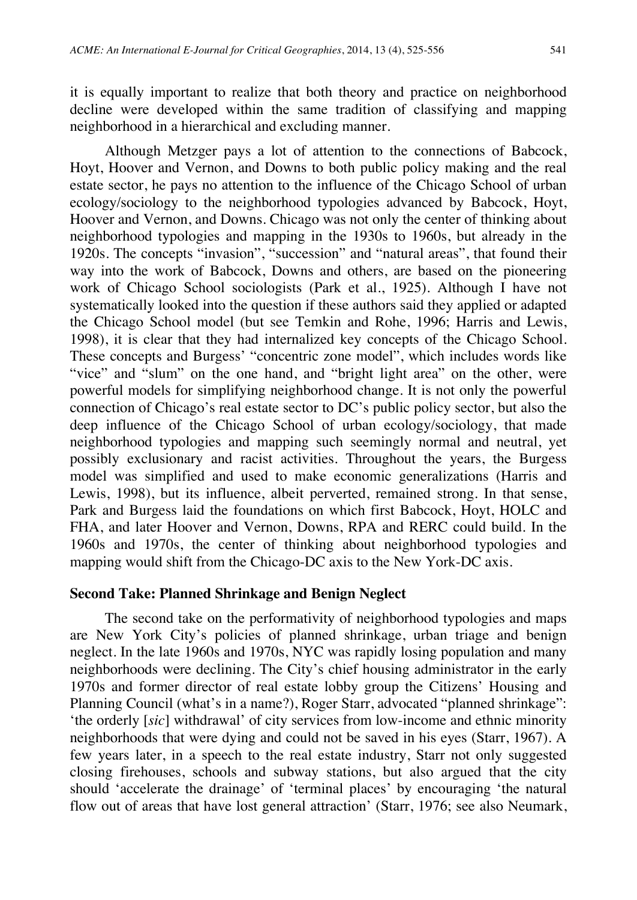it is equally important to realize that both theory and practice on neighborhood decline were developed within the same tradition of classifying and mapping neighborhood in a hierarchical and excluding manner.

Although Metzger pays a lot of attention to the connections of Babcock, Hoyt, Hoover and Vernon, and Downs to both public policy making and the real estate sector, he pays no attention to the influence of the Chicago School of urban ecology/sociology to the neighborhood typologies advanced by Babcock, Hoyt, Hoover and Vernon, and Downs. Chicago was not only the center of thinking about neighborhood typologies and mapping in the 1930s to 1960s, but already in the 1920s. The concepts "invasion", "succession" and "natural areas", that found their way into the work of Babcock, Downs and others, are based on the pioneering work of Chicago School sociologists (Park et al., 1925). Although I have not systematically looked into the question if these authors said they applied or adapted the Chicago School model (but see Temkin and Rohe, 1996; Harris and Lewis, 1998), it is clear that they had internalized key concepts of the Chicago School. These concepts and Burgess' "concentric zone model", which includes words like "vice" and "slum" on the one hand, and "bright light area" on the other, were powerful models for simplifying neighborhood change. It is not only the powerful connection of Chicago's real estate sector to DC's public policy sector, but also the deep influence of the Chicago School of urban ecology/sociology, that made neighborhood typologies and mapping such seemingly normal and neutral, yet possibly exclusionary and racist activities. Throughout the years, the Burgess model was simplified and used to make economic generalizations (Harris and Lewis, 1998), but its influence, albeit perverted, remained strong. In that sense, Park and Burgess laid the foundations on which first Babcock, Hoyt, HOLC and FHA, and later Hoover and Vernon, Downs, RPA and RERC could build. In the 1960s and 1970s, the center of thinking about neighborhood typologies and mapping would shift from the Chicago-DC axis to the New York-DC axis.

## Second Take: Planned Shrinkage and Benign Neglect

The second take on the performativity of neighborhood typologies and maps are New York City's policies of planned shrinkage, urban triage and benign neglect. In the late 1960s and 1970s, NYC was rapidly losing population and many neighborhoods were declining. The City's chief housing administrator in the early 1970s and former director of real estate lobby group the Citizens' Housing and Planning Council (what's in a name?), Roger Starr, advocated "planned shrinkage": 'the orderly [*sic*] withdrawal' of city services from low-income and ethnic minority neighborhoods that were dying and could not be saved in his eyes (Starr, 1967). A few years later, in a speech to the real estate industry, Starr not only suggested closing firehouses, schools and subway stations, but also argued that the city should 'accelerate the drainage' of 'terminal places' by encouraging 'the natural flow out of areas that have lost general attraction' (Starr, 1976; see also Neumark,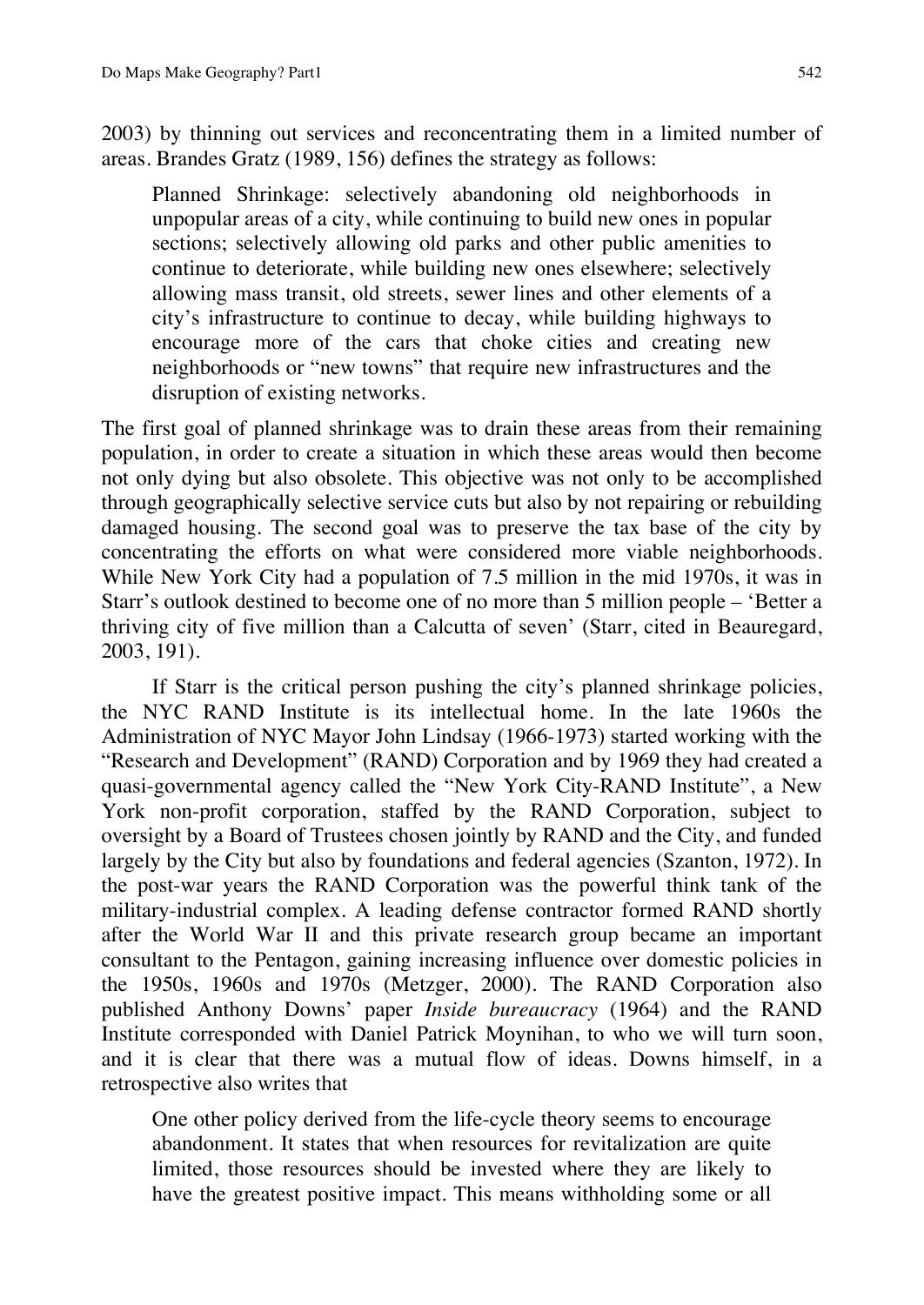2003) by thinning out services and reconcentrating them in a limited number of areas. Brandes Gratz (1989, 156) defines the strategy as follows:

> Planned Shrinkage: selectively abandoning old neighborhoods in unpopular areas of a city, while continuing to build new ones in popular sections; selectively allowing old parks and other public amenities to continue to deteriorate, while building new ones elsewhere; selectively allowing mass transit, old streets, sewer lines and other elements of a city's infrastructure to continue to decay, while building highways to encourage more of the cars that choke cities and creating new neighborhoods or "new towns" that require new infrastructures and the disruption of existing networks.

The first goal of planned shrinkage was to drain these areas from their remaining population, in order to create a situation in which these areas would then become not only dying but also obsolete. This objective was not only to be accomplished through geographically selective service cuts but also by not repairing or rebuilding damaged housing. The second goal was to preserve the tax base of the city by concentrating the efforts on what were considered more viable neighborhoods. While New York City had a population of 7.5 million in the mid 1970s, it was in Starr's outlook destined to become one of no more than 5 million people – 'Better a thriving city of five million than a Calcutta of seven' (Starr, cited in Beauregard, 2003, 191).

If Starr is the critical person pushing the city's planned shrinkage policies, the NYC RAND Institute is its intellectual home. In the late 1960s the Administration of NYC Mayor John Lindsay (1966-1973) started working with the "Research and Development" (RAND) Corporation and by 1969 they had created a quasi-governmental agency called the "New York City-RAND Institute", a New York non-profit corporation, staffed by the RAND Corporation, subject to oversight by a Board of Trustees chosen jointly by RAND and the City, and funded largely by the City but also by foundations and federal agencies (Szanton, 1972). In the post-war years the RAND Corporation was the powerful think tank of the military-industrial complex. A leading defense contractor formed RAND shortly after the World War II and this private research group became an important consultant to the Pentagon, gaining increasing influence over domestic policies in the 1950s, 1960s and 1970s (Metzger, 2000). The RAND Corporation also published Anthony Downs' paper *Inside bureaucracy* (1964) and the RAND Institute corresponded with Daniel Patrick Moynihan, to who we will turn soon, and it is clear that there was a mutual flow of ideas. Downs himself, in a retrospective also writes that

> One other policy derived from the life-cycle theory seems to encourage abandonment. It states that when resources for revitalization are quite limited, those resources should be invested where they are likely to have the greatest positive impact. This means withholding some or all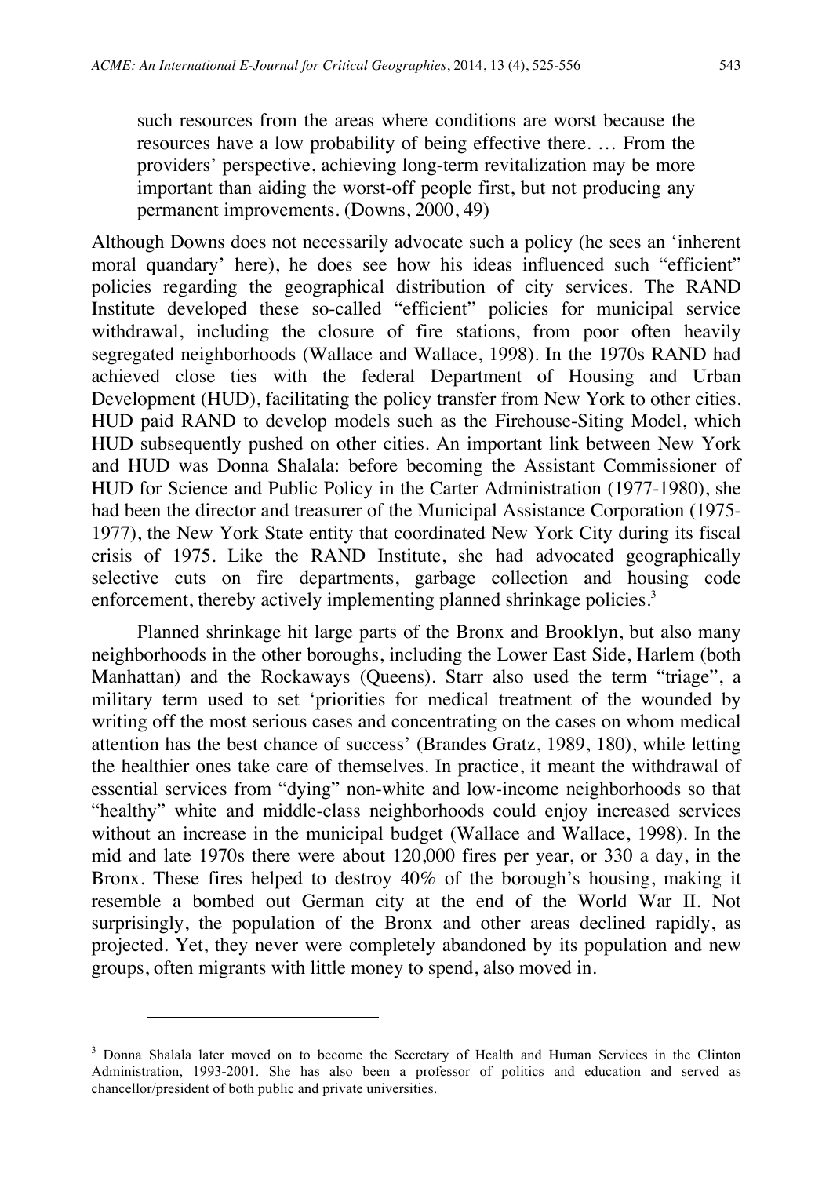> such resources from the areas where conditions are worst because the resources have a low probability of being effective there. … From the providers' perspective, achieving long-term revitalization may be more important than aiding the worst-off people first, but not producing any permanent improvements. (Downs, 2000, 49)

Although Downs does not necessarily advocate such a policy (he sees an 'inherent moral quandary' here), he does see how his ideas influenced such "efficient" policies regarding the geographical distribution of city services. The RAND Institute developed these so-called "efficient" policies for municipal service withdrawal, including the closure of fire stations, from poor often heavily segregated neighborhoods (Wallace and Wallace, 1998). In the 1970s RAND had achieved close ties with the federal Department of Housing and Urban Development (HUD), facilitating the policy transfer from New York to other cities. HUD paid RAND to develop models such as the Firehouse-Siting Model, which HUD subsequently pushed on other cities. An important link between New York and HUD was Donna Shalala: before becoming the Assistant Commissioner of HUD for Science and Public Policy in the Carter Administration (1977-1980), she had been the director and treasurer of the Municipal Assistance Corporation (1975-1977), the New York State entity that coordinated New York City during its fiscal crisis of 1975. Like the RAND Institute, she had advocated geographically selective cuts on fire departments, garbage collection and housing code enforcement, thereby actively implementing planned shrinkage policies.[3]

Planned shrinkage hit large parts of the Bronx and Brooklyn, but also many neighborhoods in the other boroughs, including the Lower East Side, Harlem (both Manhattan) and the Rockaways (Queens). Starr also used the term "triage", a military term used to set 'priorities for medical treatment of the wounded by writing off the most serious cases and concentrating on the cases on whom medical attention has the best chance of success' (Brandes Gratz, 1989, 180), while letting the healthier ones take care of themselves. In practice, it meant the withdrawal of essential services from "dying" non-white and low-income neighborhoods so that "healthy" white and middle-class neighborhoods could enjoy increased services without an increase in the municipal budget (Wallace and Wallace, 1998). In the mid and late 1970s there were about 120,000 fires per year, or 330 a day, in the Bronx. These fires helped to destroy 40% of the borough's housing, making it resemble a bombed out German city at the end of the World War II. Not surprisingly, the population of the Bronx and other areas declined rapidly, as projected. Yet, they never were completely abandoned by its population and new groups, often migrants with little money to spend, also moved in.

---

[3] Donna Shalala later moved on to become the Secretary of Health and Human Services in the Clinton Administration, 1993-2001. She has also been a professor of politics and education and served as chancellor/president of both public and private universities.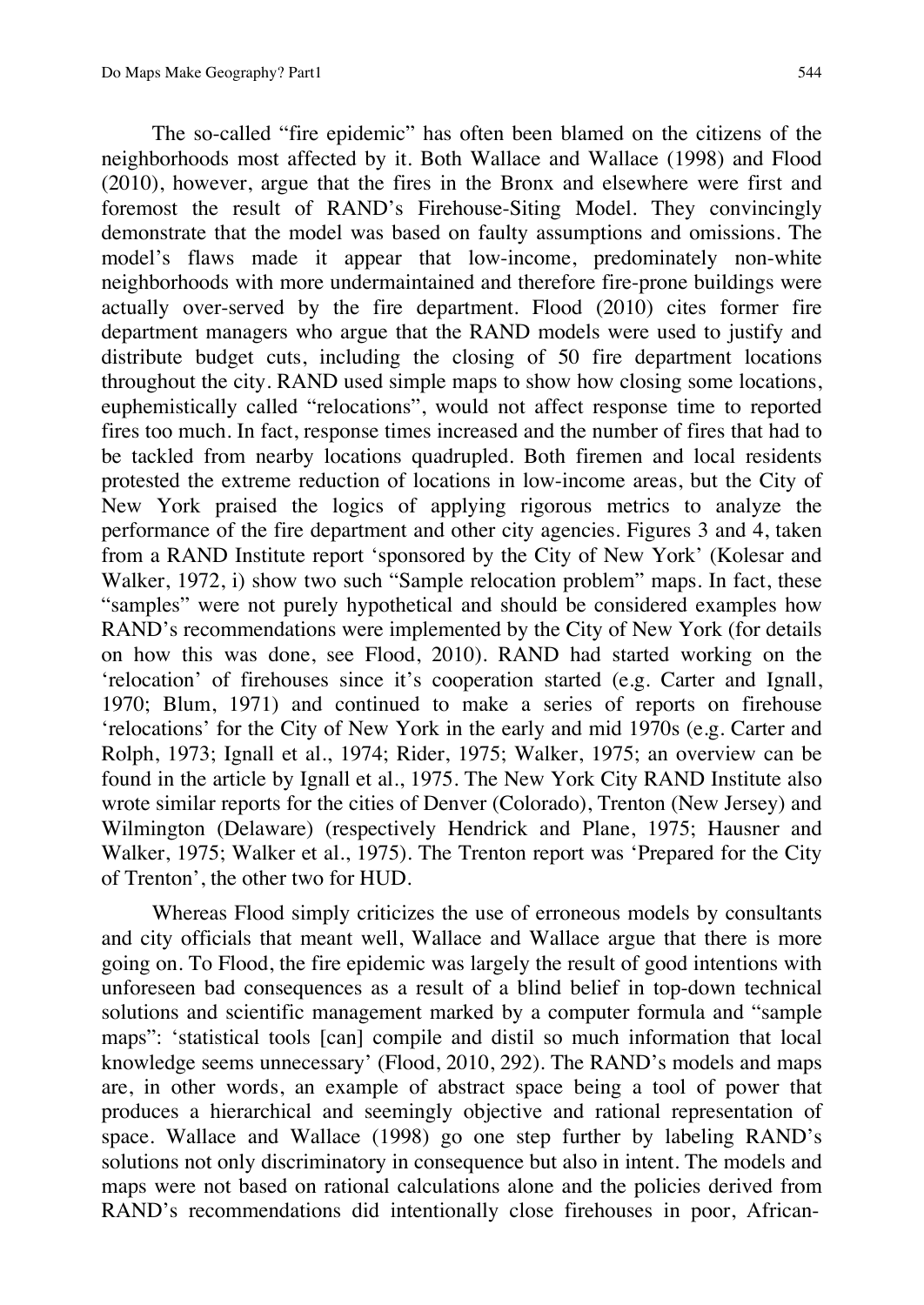The so-called "fire epidemic" has often been blamed on the citizens of the neighborhoods most affected by it. Both Wallace and Wallace (1998) and Flood (2010), however, argue that the fires in the Bronx and elsewhere were first and foremost the result of RAND's Firehouse-Siting Model. They convincingly demonstrate that the model was based on faulty assumptions and omissions. The model's flaws made it appear that low-income, predominately non-white neighborhoods with more undermaintained and therefore fire-prone buildings were actually over-served by the fire department. Flood (2010) cites former fire department managers who argue that the RAND models were used to justify and distribute budget cuts, including the closing of 50 fire department locations throughout the city. RAND used simple maps to show how closing some locations, euphemistically called "relocations", would not affect response time to reported fires too much. In fact, response times increased and the number of fires that had to be tackled from nearby locations quadrupled. Both firemen and local residents protested the extreme reduction of locations in low-income areas, but the City of New York praised the logics of applying rigorous metrics to analyze the performance of the fire department and other city agencies. Figures 3 and 4, taken from a RAND Institute report 'sponsored by the City of New York' (Kolesar and Walker, 1972, i) show two such "Sample relocation problem" maps. In fact, these "samples" were not purely hypothetical and should be considered examples how RAND's recommendations were implemented by the City of New York (for details on how this was done, see Flood, 2010). RAND had started working on the 'relocation' of firehouses since it's cooperation started (e.g. Carter and Ignall, 1970; Blum, 1971) and continued to make a series of reports on firehouse 'relocations' for the City of New York in the early and mid 1970s (e.g. Carter and Rolph, 1973; Ignall et al., 1974; Rider, 1975; Walker, 1975; an overview can be found in the article by Ignall et al., 1975. The New York City RAND Institute also wrote similar reports for the cities of Denver (Colorado), Trenton (New Jersey) and Wilmington (Delaware) (respectively Hendrick and Plane, 1975; Hausner and Walker, 1975; Walker et al., 1975). The Trenton report was 'Prepared for the City of Trenton', the other two for HUD.

Whereas Flood simply criticizes the use of erroneous models by consultants and city officials that meant well, Wallace and Wallace argue that there is more going on. To Flood, the fire epidemic was largely the result of good intentions with unforeseen bad consequences as a result of a blind belief in top-down technical solutions and scientific management marked by a computer formula and "sample maps": 'statistical tools [can] compile and distil so much information that local knowledge seems unnecessary' (Flood, 2010, 292). The RAND's models and maps are, in other words, an example of abstract space being a tool of power that produces a hierarchical and seemingly objective and rational representation of space. Wallace and Wallace (1998) go one step further by labeling RAND's solutions not only discriminatory in consequence but also in intent. The models and maps were not based on rational calculations alone and the policies derived from RAND's recommendations did intentionally close firehouses in poor, African-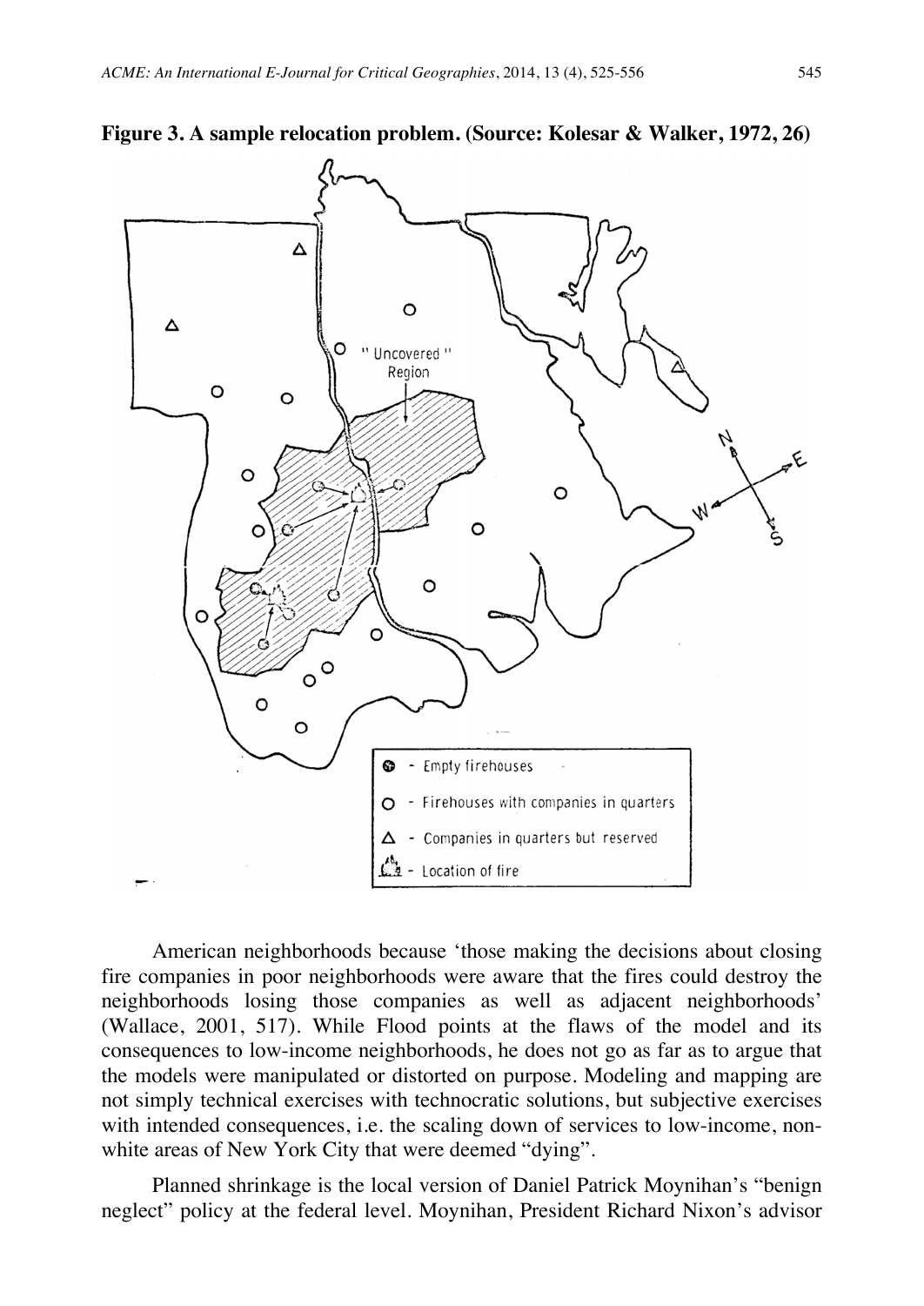**Figure 3. A sample relocation problem. (Source: Kolesar & Walker, 1972, 26)**

American neighborhoods because 'those making the decisions about closing fire companies in poor neighborhoods were aware that the fires could destroy the neighborhoods losing those companies as well as adjacent neighborhoods' (Wallace, 2001, 517). While Flood points at the flaws of the model and its consequences to low-income neighborhoods, he does not go as far as to argue that the models were manipulated or distorted on purpose. Modeling and mapping are not simply technical exercises with technocratic solutions, but subjective exercises with intended consequences, i.e. the scaling down of services to low-income, non-white areas of New York City that were deemed "dying".

Planned shrinkage is the local version of Daniel Patrick Moynihan's "benign neglect" policy at the federal level. Moynihan, President Richard Nixon's advisor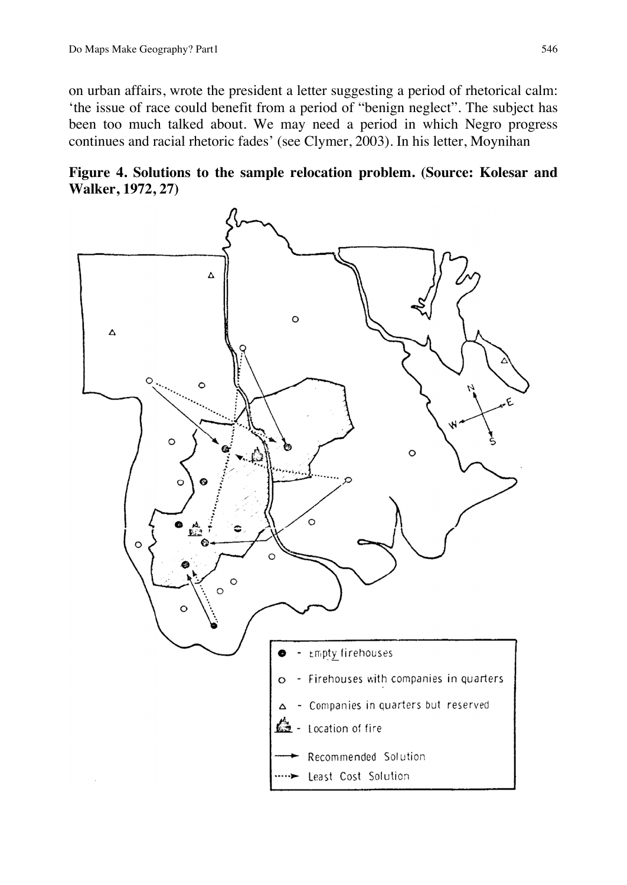on urban affairs, wrote the president a letter suggesting a period of rhetorical calm: 'the issue of race could benefit from a period of "benign neglect". The subject has been too much talked about. We may need a period in which Negro progress continues and racial rhetoric fades' (see Clymer, 2003). In his letter, Moynihan

**Figure 4. Solutions to the sample relocation problem. (Source: Kolesar and Walker, 1972, 27)**

- Empty firehouses
- Firehouses with companies in quarters
- Companies in quarters but reserved
- Location of fire
- Recommended Solution
- Least Cost Solution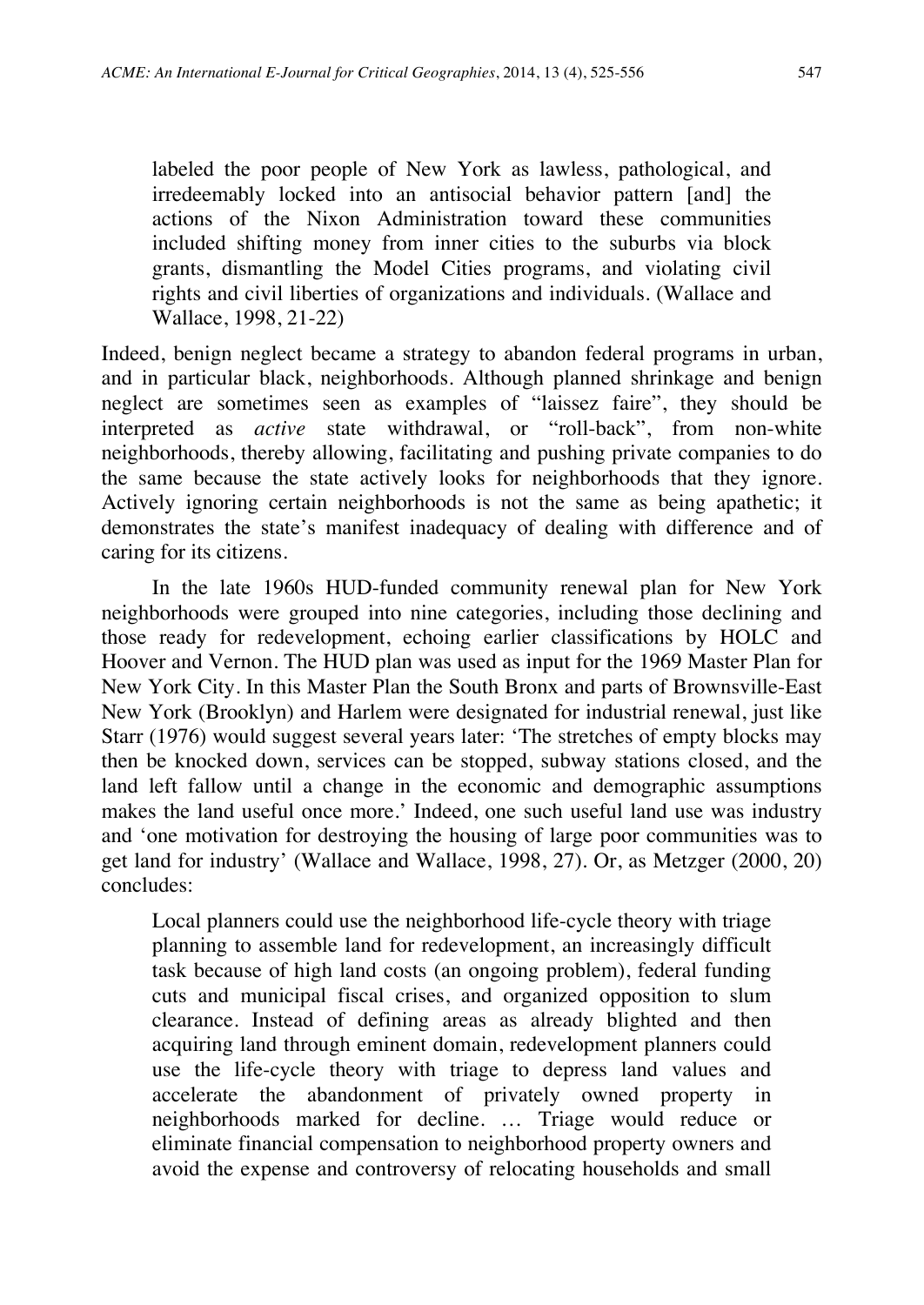> labeled the poor people of New York as lawless, pathological, and irredeemably locked into an antisocial behavior pattern [and] the actions of the Nixon Administration toward these communities included shifting money from inner cities to the suburbs via block grants, dismantling the Model Cities programs, and violating civil rights and civil liberties of organizations and individuals. (Wallace and Wallace, 1998, 21-22)

Indeed, benign neglect became a strategy to abandon federal programs in urban, and in particular black, neighborhoods. Although planned shrinkage and benign neglect are sometimes seen as examples of "laissez faire", they should be interpreted as *active* state withdrawal, or "roll-back", from non-white neighborhoods, thereby allowing, facilitating and pushing private companies to do the same because the state actively looks for neighborhoods that they ignore. Actively ignoring certain neighborhoods is not the same as being apathetic; it demonstrates the state's manifest inadequacy of dealing with difference and of caring for its citizens.

In the late 1960s HUD-funded community renewal plan for New York neighborhoods were grouped into nine categories, including those declining and those ready for redevelopment, echoing earlier classifications by HOLC and Hoover and Vernon. The HUD plan was used as input for the 1969 Master Plan for New York City. In this Master Plan the South Bronx and parts of Brownsville-East New York (Brooklyn) and Harlem were designated for industrial renewal, just like Starr (1976) would suggest several years later: 'The stretches of empty blocks may then be knocked down, services can be stopped, subway stations closed, and the land left fallow until a change in the economic and demographic assumptions makes the land useful once more.' Indeed, one such useful land use was industry and 'one motivation for destroying the housing of large poor communities was to get land for industry' (Wallace and Wallace, 1998, 27). Or, as Metzger (2000, 20) concludes:

> Local planners could use the neighborhood life-cycle theory with triage planning to assemble land for redevelopment, an increasingly difficult task because of high land costs (an ongoing problem), federal funding cuts and municipal fiscal crises, and organized opposition to slum clearance. Instead of defining areas as already blighted and then acquiring land through eminent domain, redevelopment planners could use the life-cycle theory with triage to depress land values and accelerate the abandonment of privately owned property in neighborhoods marked for decline. … Triage would reduce or eliminate financial compensation to neighborhood property owners and avoid the expense and controversy of relocating households and small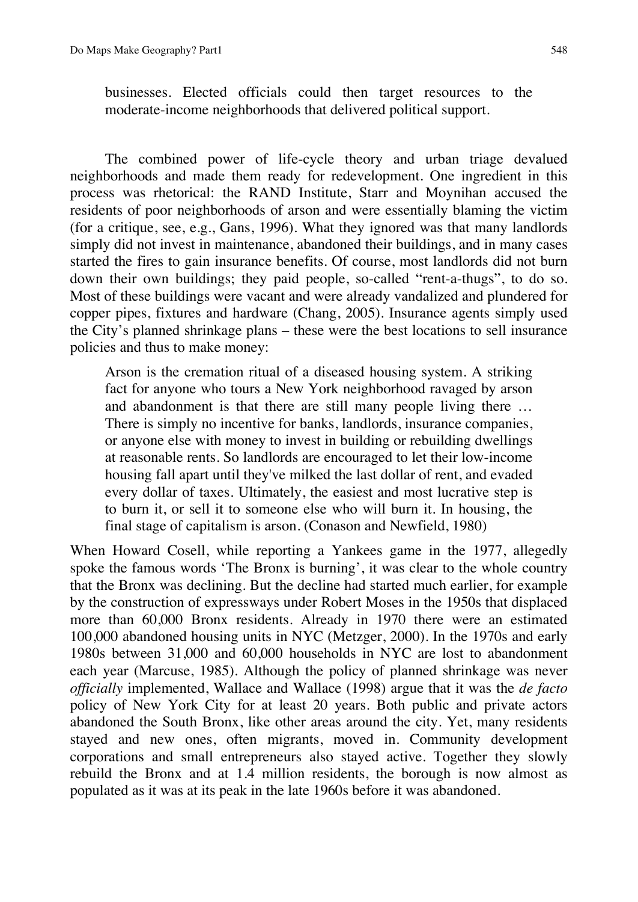> businesses. Elected officials could then target resources to the moderate-income neighborhoods that delivered political support.

The combined power of life-cycle theory and urban triage devalued neighborhoods and made them ready for redevelopment. One ingredient in this process was rhetorical: the RAND Institute, Starr and Moynihan accused the residents of poor neighborhoods of arson and were essentially blaming the victim (for a critique, see, e.g., Gans, 1996). What they ignored was that many landlords simply did not invest in maintenance, abandoned their buildings, and in many cases started the fires to gain insurance benefits. Of course, most landlords did not burn down their own buildings; they paid people, so-called "rent-a-thugs", to do so. Most of these buildings were vacant and were already vandalized and plundered for copper pipes, fixtures and hardware (Chang, 2005). Insurance agents simply used the City's planned shrinkage plans – these were the best locations to sell insurance policies and thus to make money:

> Arson is the cremation ritual of a diseased housing system. A striking fact for anyone who tours a New York neighborhood ravaged by arson and abandonment is that there are still many people living there … There is simply no incentive for banks, landlords, insurance companies, or anyone else with money to invest in building or rebuilding dwellings at reasonable rents. So landlords are encouraged to let their low-income housing fall apart until they've milked the last dollar of rent, and evaded every dollar of taxes. Ultimately, the easiest and most lucrative step is to burn it, or sell it to someone else who will burn it. In housing, the final stage of capitalism is arson. (Conason and Newfield, 1980)

When Howard Cosell, while reporting a Yankees game in the 1977, allegedly spoke the famous words 'The Bronx is burning', it was clear to the whole country that the Bronx was declining. But the decline had started much earlier, for example by the construction of expressways under Robert Moses in the 1950s that displaced more than 60,000 Bronx residents. Already in 1970 there were an estimated 100,000 abandoned housing units in NYC (Metzger, 2000). In the 1970s and early 1980s between 31,000 and 60,000 households in NYC are lost to abandonment each year (Marcuse, 1985). Although the policy of planned shrinkage was never *officially* implemented, Wallace and Wallace (1998) argue that it was the *de facto* policy of New York City for at least 20 years. Both public and private actors abandoned the South Bronx, like other areas around the city. Yet, many residents stayed and new ones, often migrants, moved in. Community development corporations and small entrepreneurs also stayed active. Together they slowly rebuild the Bronx and at 1.4 million residents, the borough is now almost as populated as it was at its peak in the late 1960s before it was abandoned.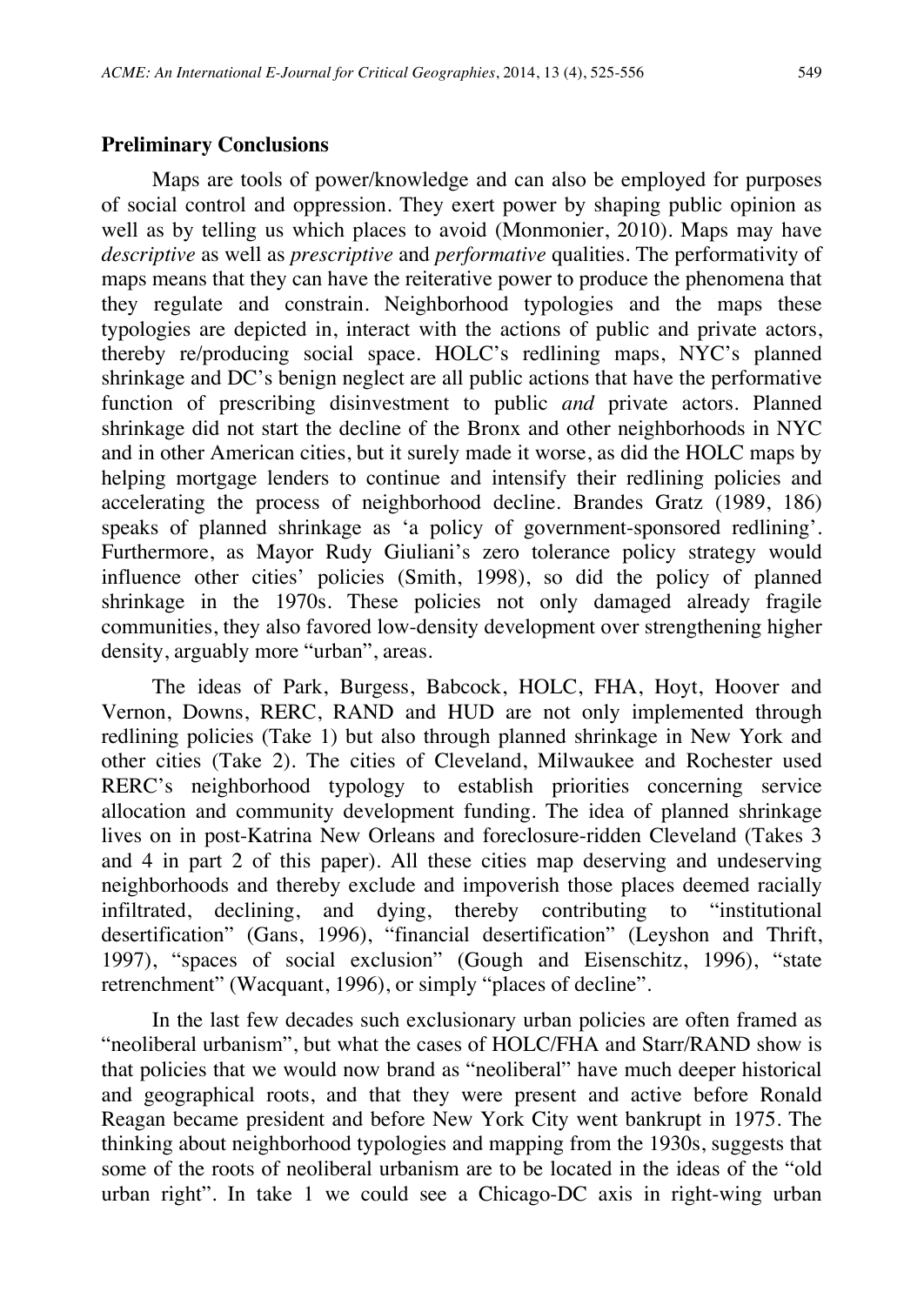## Preliminary Conclusions

Maps are tools of power/knowledge and can also be employed for purposes of social control and oppression. They exert power by shaping public opinion as well as by telling us which places to avoid (Monmonier, 2010). Maps may have *descriptive* as well as *prescriptive* and *performative* qualities. The performativity of maps means that they can have the reiterative power to produce the phenomena that they regulate and constrain. Neighborhood typologies and the maps these typologies are depicted in, interact with the actions of public and private actors, thereby re/producing social space. HOLC's redlining maps, NYC's planned shrinkage and DC's benign neglect are all public actions that have the performative function of prescribing disinvestment to public *and* private actors. Planned shrinkage did not start the decline of the Bronx and other neighborhoods in NYC and in other American cities, but it surely made it worse, as did the HOLC maps by helping mortgage lenders to continue and intensify their redlining policies and accelerating the process of neighborhood decline. Brandes Gratz (1989, 186) speaks of planned shrinkage as 'a policy of government-sponsored redlining'. Furthermore, as Mayor Rudy Giuliani's zero tolerance policy strategy would influence other cities' policies (Smith, 1998), so did the policy of planned shrinkage in the 1970s. These policies not only damaged already fragile communities, they also favored low-density development over strengthening higher density, arguably more "urban", areas.

The ideas of Park, Burgess, Babcock, HOLC, FHA, Hoyt, Hoover and Vernon, Downs, RERC, RAND and HUD are not only implemented through redlining policies (Take 1) but also through planned shrinkage in New York and other cities (Take 2). The cities of Cleveland, Milwaukee and Rochester used RERC's neighborhood typology to establish priorities concerning service allocation and community development funding. The idea of planned shrinkage lives on in post-Katrina New Orleans and foreclosure-ridden Cleveland (Takes 3 and 4 in part 2 of this paper). All these cities map deserving and undeserving neighborhoods and thereby exclude and impoverish those places deemed racially infiltrated, declining, and dying, thereby contributing to "institutional desertification" (Gans, 1996), "financial desertification" (Leyshon and Thrift, 1997), "spaces of social exclusion" (Gough and Eisenschitz, 1996), "state retrenchment" (Wacquant, 1996), or simply "places of decline".

In the last few decades such exclusionary urban policies are often framed as "neoliberal urbanism", but what the cases of HOLC/FHA and Starr/RAND show is that policies that we would now brand as "neoliberal" have much deeper historical and geographical roots, and that they were present and active before Ronald Reagan became president and before New York City went bankrupt in 1975. The thinking about neighborhood typologies and mapping from the 1930s, suggests that some of the roots of neoliberal urbanism are to be located in the ideas of the "old urban right". In take 1 we could see a Chicago-DC axis in right-wing urban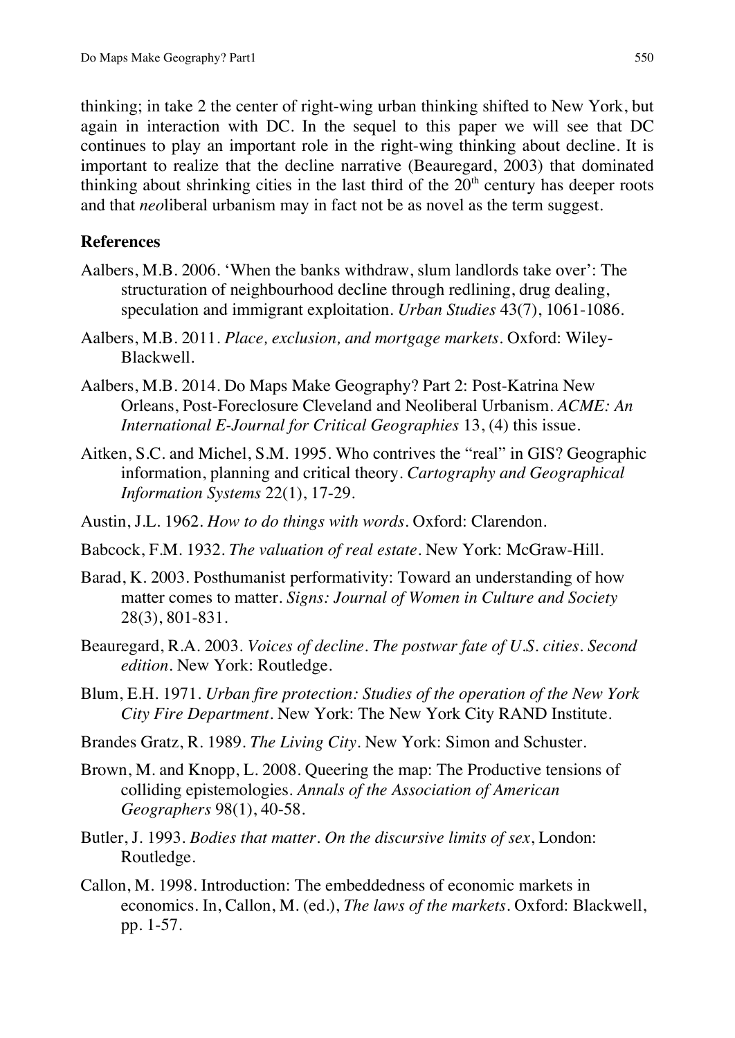thinking; in take 2 the center of right-wing urban thinking shifted to New York, but again in interaction with DC. In the sequel to this paper we will see that DC continues to play an important role in the right-wing thinking about decline. It is important to realize that the decline narrative (Beauregard, 2003) that dominated thinking about shrinking cities in the last third of the 20th century has deeper roots and that *neo*liberal urbanism may in fact not be as novel as the term suggest.

## References

Aalbers, M.B. 2006. 'When the banks withdraw, slum landlords take over': The structuration of neighbourhood decline through redlining, drug dealing, speculation and immigrant exploitation. *Urban Studies* 43(7), 1061-1086.

Aalbers, M.B. 2011. *Place, exclusion, and mortgage markets*. Oxford: Wiley-Blackwell.

Aalbers, M.B. 2014. Do Maps Make Geography? Part 2: Post-Katrina New Orleans, Post-Foreclosure Cleveland and Neoliberal Urbanism. *ACME: An International E-Journal for Critical Geographies* 13, (4) this issue.

Aitken, S.C. and Michel, S.M. 1995. Who contrives the "real" in GIS? Geographic information, planning and critical theory. *Cartography and Geographical Information Systems* 22(1), 17-29.

Austin, J.L. 1962. *How to do things with words*. Oxford: Clarendon.

Babcock, F.M. 1932. *The valuation of real estate*. New York: McGraw-Hill.

Barad, K. 2003. Posthumanist performativity: Toward an understanding of how matter comes to matter. *Signs: Journal of Women in Culture and Society* 28(3), 801-831.

Beauregard, R.A. 2003. *Voices of decline. The postwar fate of U.S. cities. Second edition*. New York: Routledge.

Blum, E.H. 1971. *Urban fire protection: Studies of the operation of the New York City Fire Department*. New York: The New York City RAND Institute.

Brandes Gratz, R. 1989. *The Living City*. New York: Simon and Schuster.

Brown, M. and Knopp, L. 2008. Queering the map: The Productive tensions of colliding epistemologies. *Annals of the Association of American Geographers* 98(1), 40-58.

Butler, J. 1993. *Bodies that matter. On the discursive limits of sex*, London: Routledge.

Callon, M. 1998. Introduction: The embeddedness of economic markets in economics. In, Callon, M. (ed.), *The laws of the markets*. Oxford: Blackwell, pp. 1-57.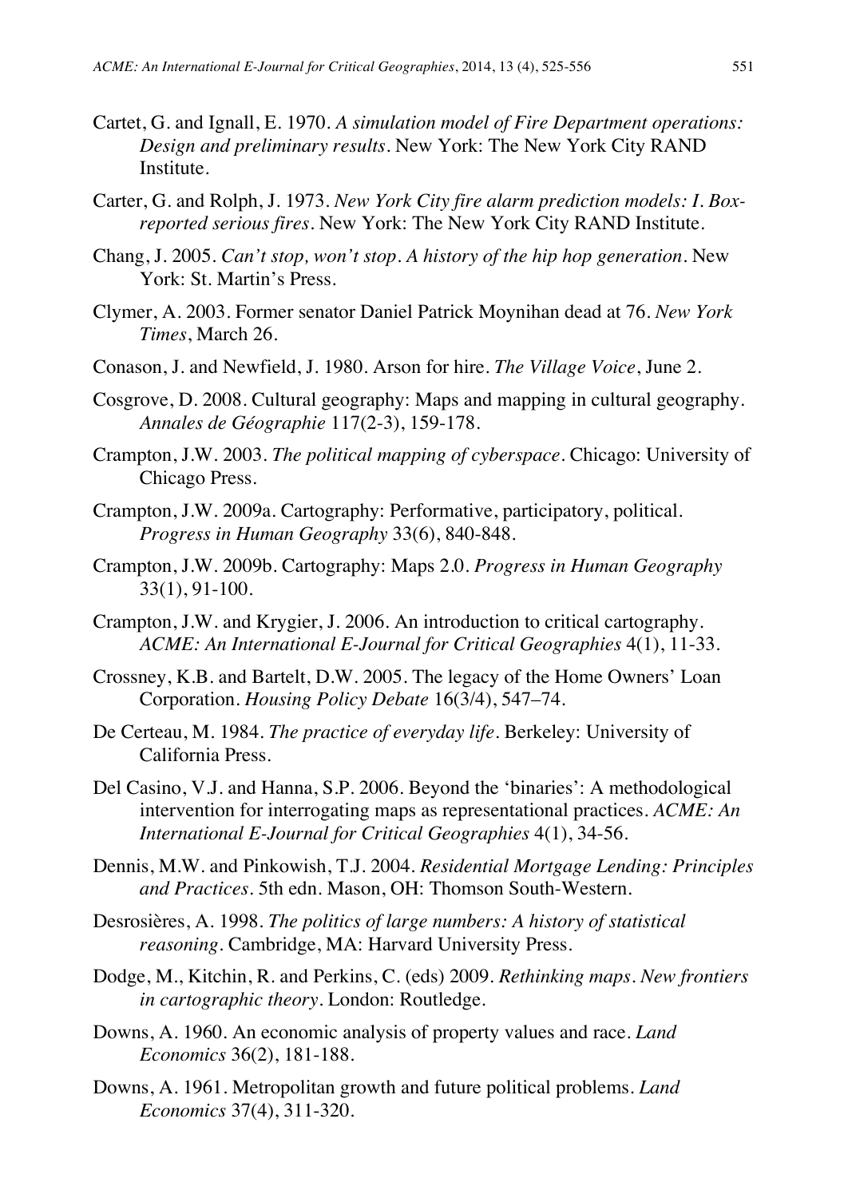Cartet, G. and Ignall, E. 1970. *A simulation model of Fire Department operations: Design and preliminary results*. New York: The New York City RAND Institute.

Carter, G. and Rolph, J. 1973. *New York City fire alarm prediction models: I. Box-reported serious fires*. New York: The New York City RAND Institute.

Chang, J. 2005. *Can't stop, won't stop. A history of the hip hop generation*. New York: St. Martin's Press.

Clymer, A. 2003. Former senator Daniel Patrick Moynihan dead at 76. *New York Times*, March 26.

Conason, J. and Newfield, J. 1980. Arson for hire. *The Village Voice*, June 2.

Cosgrove, D. 2008. Cultural geography: Maps and mapping in cultural geography. *Annales de Géographie* 117(2-3), 159-178.

Crampton, J.W. 2003. *The political mapping of cyberspace*. Chicago: University of Chicago Press.

Crampton, J.W. 2009a. Cartography: Performative, participatory, political. *Progress in Human Geography* 33(6), 840-848.

Crampton, J.W. 2009b. Cartography: Maps 2.0. *Progress in Human Geography* 33(1), 91-100.

Crampton, J.W. and Krygier, J. 2006. An introduction to critical cartography. *ACME: An International E-Journal for Critical Geographies* 4(1), 11-33.

Crossney, K.B. and Bartelt, D.W. 2005. The legacy of the Home Owners' Loan Corporation. *Housing Policy Debate* 16(3/4), 547–74.

De Certeau, M. 1984. *The practice of everyday life*. Berkeley: University of California Press.

Del Casino, V.J. and Hanna, S.P. 2006. Beyond the 'binaries': A methodological intervention for interrogating maps as representational practices. *ACME: An International E-Journal for Critical Geographies* 4(1), 34-56.

Dennis, M.W. and Pinkowish, T.J. 2004. *Residential Mortgage Lending: Principles and Practices*. 5th edn. Mason, OH: Thomson South-Western.

Desrosières, A. 1998. *The politics of large numbers: A history of statistical reasoning*. Cambridge, MA: Harvard University Press.

Dodge, M., Kitchin, R. and Perkins, C. (eds) 2009. *Rethinking maps. New frontiers in cartographic theory*. London: Routledge.

Downs, A. 1960. An economic analysis of property values and race. *Land Economics* 36(2), 181-188.

Downs, A. 1961. Metropolitan growth and future political problems. *Land Economics* 37(4), 311-320.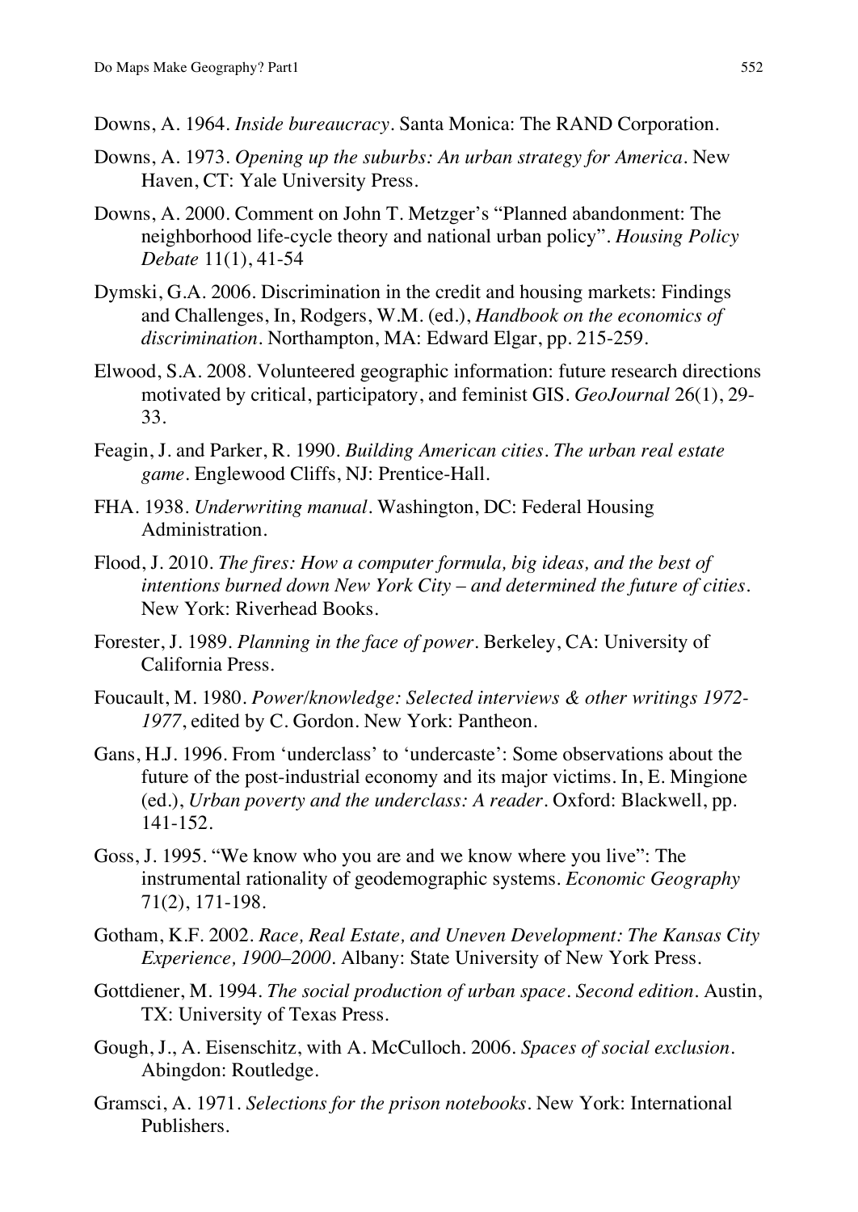Downs, A. 1964. *Inside bureaucracy*. Santa Monica: The RAND Corporation.

Downs, A. 1973. *Opening up the suburbs: An urban strategy for America*. New Haven, CT: Yale University Press.

Downs, A. 2000. Comment on John T. Metzger's "Planned abandonment: The neighborhood life-cycle theory and national urban policy". *Housing Policy Debate* 11(1), 41-54

Dymski, G.A. 2006. Discrimination in the credit and housing markets: Findings and Challenges, In, Rodgers, W.M. (ed.), *Handbook on the economics of discrimination*. Northampton, MA: Edward Elgar, pp. 215-259.

Elwood, S.A. 2008. Volunteered geographic information: future research directions motivated by critical, participatory, and feminist GIS. *GeoJournal* 26(1), 29-33.

Feagin, J. and Parker, R. 1990. *Building American cities. The urban real estate game*. Englewood Cliffs, NJ: Prentice-Hall.

FHA. 1938. *Underwriting manual*. Washington, DC: Federal Housing Administration.

Flood, J. 2010. *The fires: How a computer formula, big ideas, and the best of intentions burned down New York City – and determined the future of cities*. New York: Riverhead Books.

Forester, J. 1989. *Planning in the face of power*. Berkeley, CA: University of California Press.

Foucault, M. 1980. *Power/knowledge: Selected interviews & other writings 1972-1977*, edited by C. Gordon. New York: Pantheon.

Gans, H.J. 1996. From 'underclass' to 'undercaste': Some observations about the future of the post-industrial economy and its major victims. In, E. Mingione (ed.), *Urban poverty and the underclass: A reader*. Oxford: Blackwell, pp. 141-152.

Goss, J. 1995. "We know who you are and we know where you live": The instrumental rationality of geodemographic systems. *Economic Geography* 71(2), 171-198.

Gotham, K.F. 2002. *Race, Real Estate, and Uneven Development: The Kansas City Experience, 1900–2000*. Albany: State University of New York Press.

Gottdiener, M. 1994. *The social production of urban space. Second edition*. Austin, TX: University of Texas Press.

Gough, J., A. Eisenschitz, with A. McCulloch. 2006. *Spaces of social exclusion*. Abingdon: Routledge.

Gramsci, A. 1971. *Selections for the prison notebooks*. New York: International Publishers.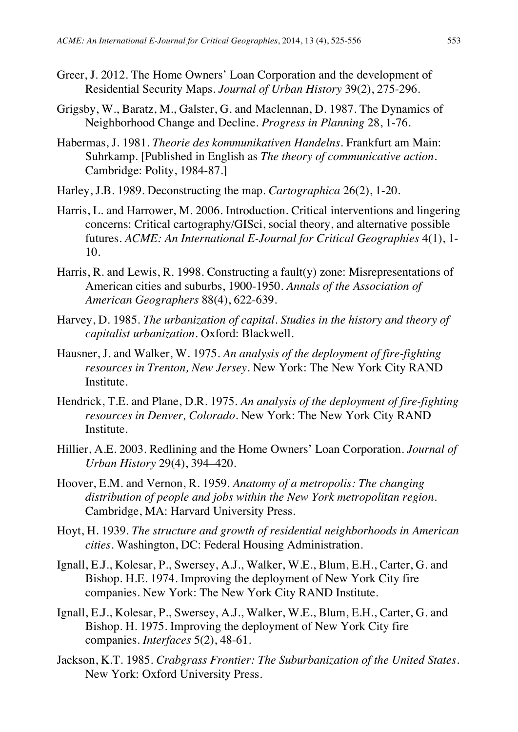Greer, J. 2012. The Home Owners' Loan Corporation and the development of Residential Security Maps. *Journal of Urban History* 39(2), 275-296.

Grigsby, W., Baratz, M., Galster, G. and Maclennan, D. 1987. The Dynamics of Neighborhood Change and Decline. *Progress in Planning* 28, 1-76.

Habermas, J. 1981. *Theorie des kommunikativen Handelns*. Frankfurt am Main: Suhrkamp. [Published in English as *The theory of communicative action*. Cambridge: Polity, 1984-87.]

Harley, J.B. 1989. Deconstructing the map. *Cartographica* 26(2), 1-20.

Harris, L. and Harrower, M. 2006. Introduction. Critical interventions and lingering concerns: Critical cartography/GISci, social theory, and alternative possible futures. *ACME: An International E-Journal for Critical Geographies* 4(1), 1-10.

Harris, R. and Lewis, R. 1998. Constructing a fault(y) zone: Misrepresentations of American cities and suburbs, 1900-1950. *Annals of the Association of American Geographers* 88(4), 622-639.

Harvey, D. 1985. *The urbanization of capital. Studies in the history and theory of capitalist urbanization*. Oxford: Blackwell.

Hausner, J. and Walker, W. 1975. *An analysis of the deployment of fire-fighting resources in Trenton, New Jersey*. New York: The New York City RAND Institute.

Hendrick, T.E. and Plane, D.R. 1975. *An analysis of the deployment of fire-fighting resources in Denver, Colorado*. New York: The New York City RAND Institute.

Hillier, A.E. 2003. Redlining and the Home Owners' Loan Corporation. *Journal of Urban History* 29(4), 394–420.

Hoover, E.M. and Vernon, R. 1959. *Anatomy of a metropolis: The changing distribution of people and jobs within the New York metropolitan region*. Cambridge, MA: Harvard University Press.

Hoyt, H. 1939. *The structure and growth of residential neighborhoods in American cities*. Washington, DC: Federal Housing Administration.

Ignall, E.J., Kolesar, P., Swersey, A.J., Walker, W.E., Blum, E.H., Carter, G. and Bishop. H.E. 1974. Improving the deployment of New York City fire companies. New York: The New York City RAND Institute.

Ignall, E.J., Kolesar, P., Swersey, A.J., Walker, W.E., Blum, E.H., Carter, G. and Bishop. H. 1975. Improving the deployment of New York City fire companies. *Interfaces* 5(2), 48-61.

Jackson, K.T. 1985. *Crabgrass Frontier: The Suburbanization of the United States*. New York: Oxford University Press.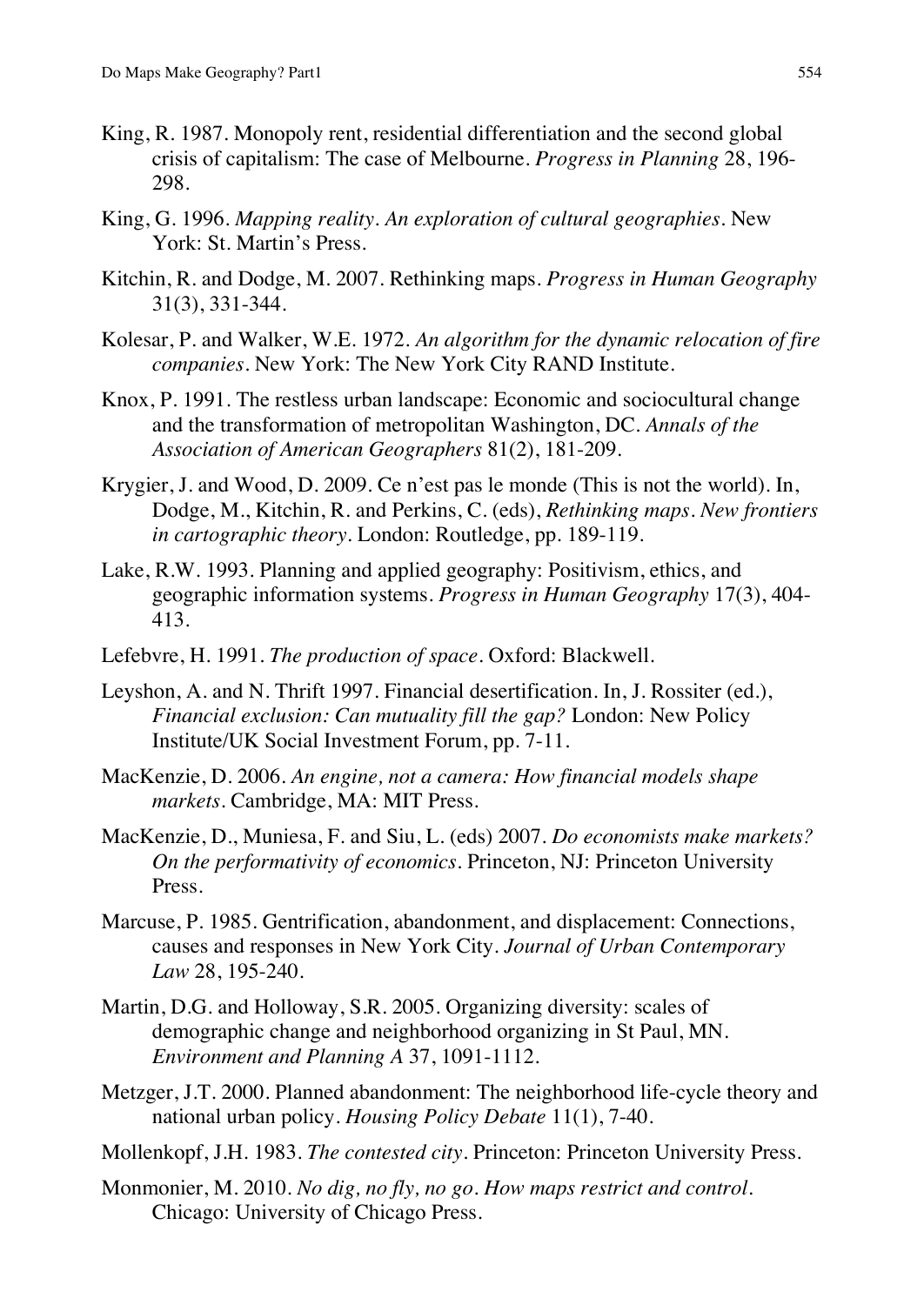King, R. 1987. Monopoly rent, residential differentiation and the second global crisis of capitalism: The case of Melbourne. *Progress in Planning* 28, 196-298.

King, G. 1996. *Mapping reality. An exploration of cultural geographies*. New York: St. Martin's Press.

Kitchin, R. and Dodge, M. 2007. Rethinking maps. *Progress in Human Geography* 31(3), 331-344.

Kolesar, P. and Walker, W.E. 1972. *An algorithm for the dynamic relocation of fire companies*. New York: The New York City RAND Institute.

Knox, P. 1991. The restless urban landscape: Economic and sociocultural change and the transformation of metropolitan Washington, DC. *Annals of the Association of American Geographers* 81(2), 181-209.

Krygier, J. and Wood, D. 2009. Ce n'est pas le monde (This is not the world). In, Dodge, M., Kitchin, R. and Perkins, C. (eds), *Rethinking maps. New frontiers in cartographic theory*. London: Routledge, pp. 189-119.

Lake, R.W. 1993. Planning and applied geography: Positivism, ethics, and geographic information systems. *Progress in Human Geography* 17(3), 404-413.

Lefebvre, H. 1991. *The production of space*. Oxford: Blackwell.

Leyshon, A. and N. Thrift 1997. Financial desertification. In, J. Rossiter (ed.), *Financial exclusion: Can mutuality fill the gap?* London: New Policy Institute/UK Social Investment Forum, pp. 7-11.

MacKenzie, D. 2006. *An engine, not a camera: How financial models shape markets*. Cambridge, MA: MIT Press.

MacKenzie, D., Muniesa, F. and Siu, L. (eds) 2007. *Do economists make markets? On the performativity of economics*. Princeton, NJ: Princeton University Press.

Marcuse, P. 1985. Gentrification, abandonment, and displacement: Connections, causes and responses in New York City. *Journal of Urban Contemporary Law* 28, 195-240.

Martin, D.G. and Holloway, S.R. 2005. Organizing diversity: scales of demographic change and neighborhood organizing in St Paul, MN. *Environment and Planning A* 37, 1091-1112.

Metzger, J.T. 2000. Planned abandonment: The neighborhood life-cycle theory and national urban policy. *Housing Policy Debate* 11(1), 7-40.

Mollenkopf, J.H. 1983. *The contested city*. Princeton: Princeton University Press.

Monmonier, M. 2010. *No dig, no fly, no go. How maps restrict and control*. Chicago: University of Chicago Press.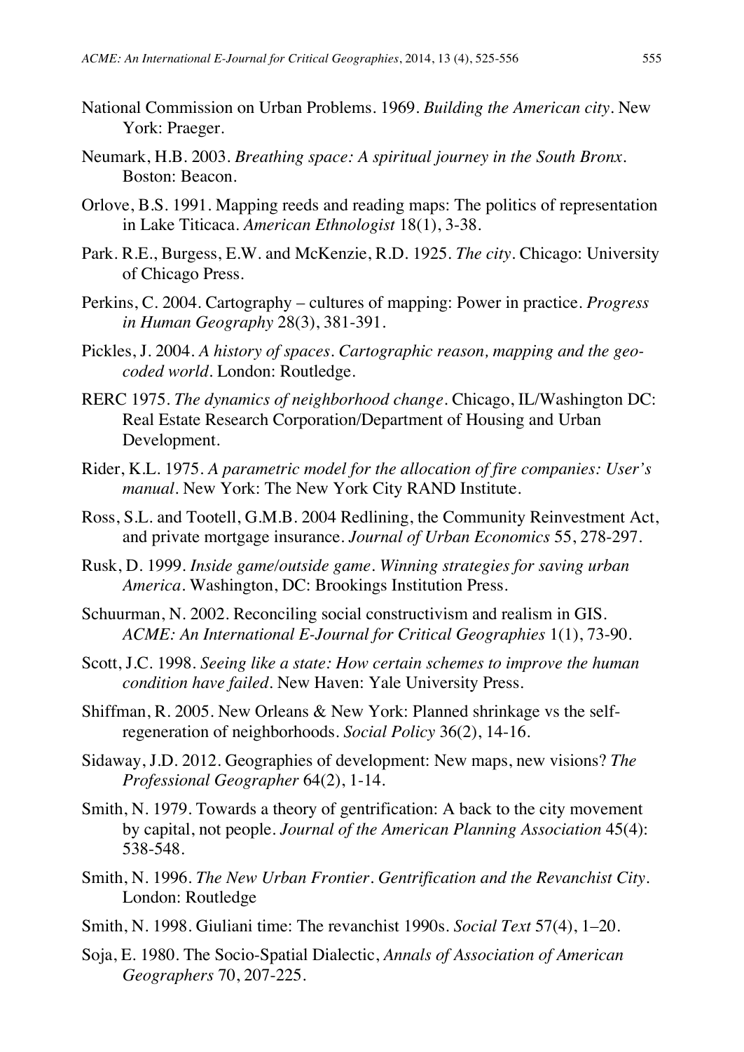National Commission on Urban Problems. 1969. *Building the American city*. New York: Praeger.

Neumark, H.B. 2003. *Breathing space: A spiritual journey in the South Bronx*. Boston: Beacon.

Orlove, B.S. 1991. Mapping reeds and reading maps: The politics of representation in Lake Titicaca. *American Ethnologist* 18(1), 3-38.

Park. R.E., Burgess, E.W. and McKenzie, R.D. 1925. *The city*. Chicago: University of Chicago Press.

Perkins, C. 2004. Cartography – cultures of mapping: Power in practice. *Progress in Human Geography* 28(3), 381-391.

Pickles, J. 2004. *A history of spaces. Cartographic reason, mapping and the geo-coded world*. London: Routledge.

RERC 1975. *The dynamics of neighborhood change*. Chicago, IL/Washington DC: Real Estate Research Corporation/Department of Housing and Urban Development.

Rider, K.L. 1975. *A parametric model for the allocation of fire companies: User's manual*. New York: The New York City RAND Institute.

Ross, S.L. and Tootell, G.M.B. 2004 Redlining, the Community Reinvestment Act, and private mortgage insurance. *Journal of Urban Economics* 55, 278-297.

Rusk, D. 1999. *Inside game/outside game. Winning strategies for saving urban America*. Washington, DC: Brookings Institution Press.

Schuurman, N. 2002. Reconciling social constructivism and realism in GIS. *ACME: An International E-Journal for Critical Geographies* 1(1), 73-90.

Scott, J.C. 1998. *Seeing like a state: How certain schemes to improve the human condition have failed*. New Haven: Yale University Press.

Shiffman, R. 2005. New Orleans & New York: Planned shrinkage vs the self-regeneration of neighborhoods. *Social Policy* 36(2), 14-16.

Sidaway, J.D. 2012. Geographies of development: New maps, new visions? *The Professional Geographer* 64(2), 1-14.

Smith, N. 1979. Towards a theory of gentrification: A back to the city movement by capital, not people. *Journal of the American Planning Association* 45(4): 538-548.

Smith, N. 1996. *The New Urban Frontier. Gentrification and the Revanchist City*. London: Routledge

Smith, N. 1998. Giuliani time: The revanchist 1990s. *Social Text* 57(4), 1–20.

Soja, E. 1980. The Socio-Spatial Dialectic, *Annals of Association of American Geographers* 70, 207-225.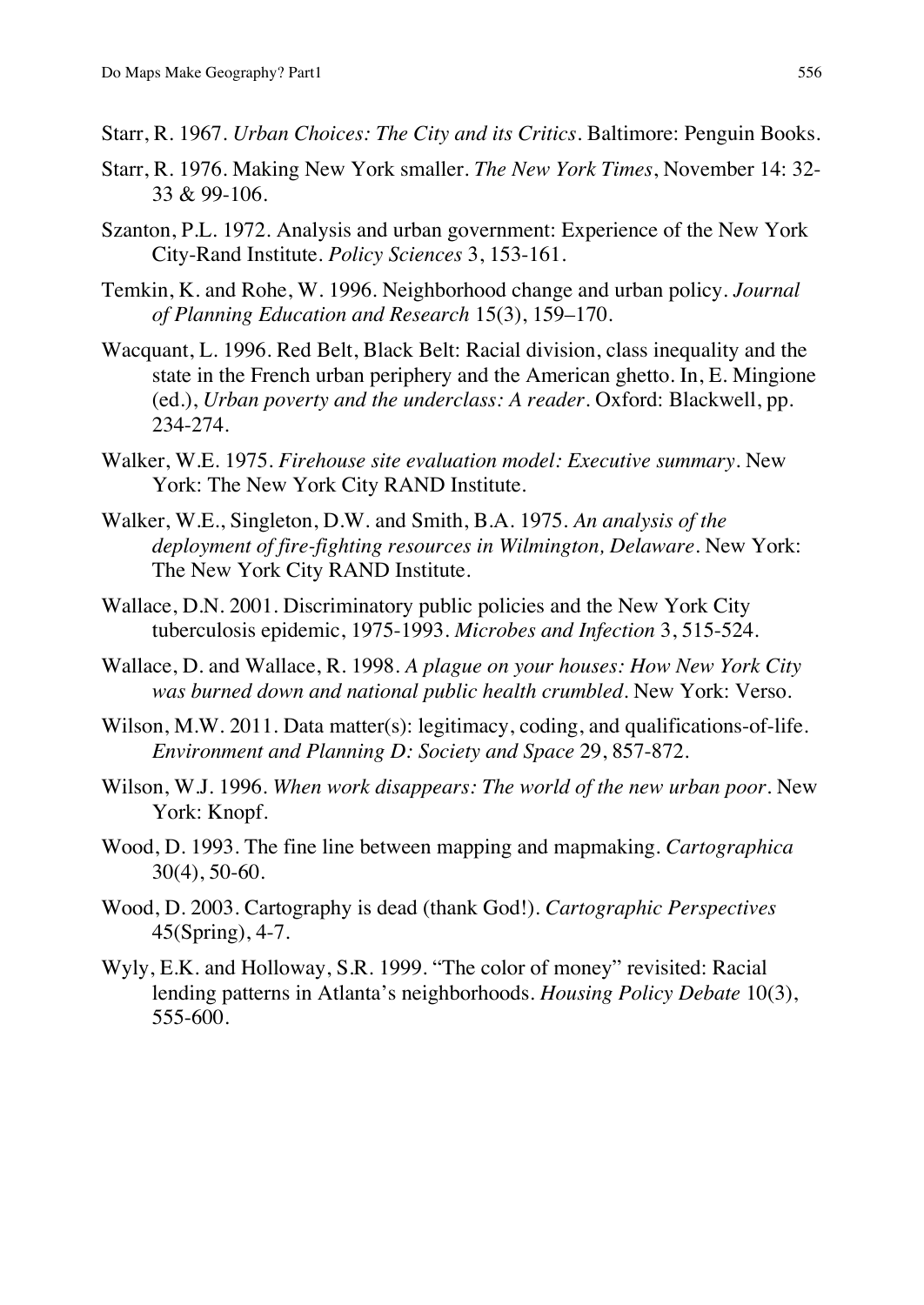Starr, R. 1967. *Urban Choices: The City and its Critics*. Baltimore: Penguin Books.

Starr, R. 1976. Making New York smaller. *The New York Times*, November 14: 32-33 & 99-106.

Szanton, P.L. 1972. Analysis and urban government: Experience of the New York City-Rand Institute. *Policy Sciences* 3, 153-161.

Temkin, K. and Rohe, W. 1996. Neighborhood change and urban policy. *Journal of Planning Education and Research* 15(3), 159–170.

Wacquant, L. 1996. Red Belt, Black Belt: Racial division, class inequality and the state in the French urban periphery and the American ghetto. In, E. Mingione (ed.), *Urban poverty and the underclass: A reader*. Oxford: Blackwell, pp. 234-274.

Walker, W.E. 1975. *Firehouse site evaluation model: Executive summary*. New York: The New York City RAND Institute.

Walker, W.E., Singleton, D.W. and Smith, B.A. 1975. *An analysis of the deployment of fire-fighting resources in Wilmington, Delaware*. New York: The New York City RAND Institute.

Wallace, D.N. 2001. Discriminatory public policies and the New York City tuberculosis epidemic, 1975-1993. *Microbes and Infection* 3, 515-524.

Wallace, D. and Wallace, R. 1998. *A plague on your houses: How New York City was burned down and national public health crumbled*. New York: Verso.

Wilson, M.W. 2011. Data matter(s): legitimacy, coding, and qualifications-of-life. *Environment and Planning D: Society and Space* 29, 857-872.

Wilson, W.J. 1996. *When work disappears: The world of the new urban poor*. New York: Knopf.

Wood, D. 1993. The fine line between mapping and mapmaking. *Cartographica* 30(4), 50-60.

Wood, D. 2003. Cartography is dead (thank God!). *Cartographic Perspectives* 45(Spring), 4-7.

Wyly, E.K. and Holloway, S.R. 1999. "The color of money" revisited: Racial lending patterns in Atlanta's neighborhoods. *Housing Policy Debate* 10(3), 555-600.